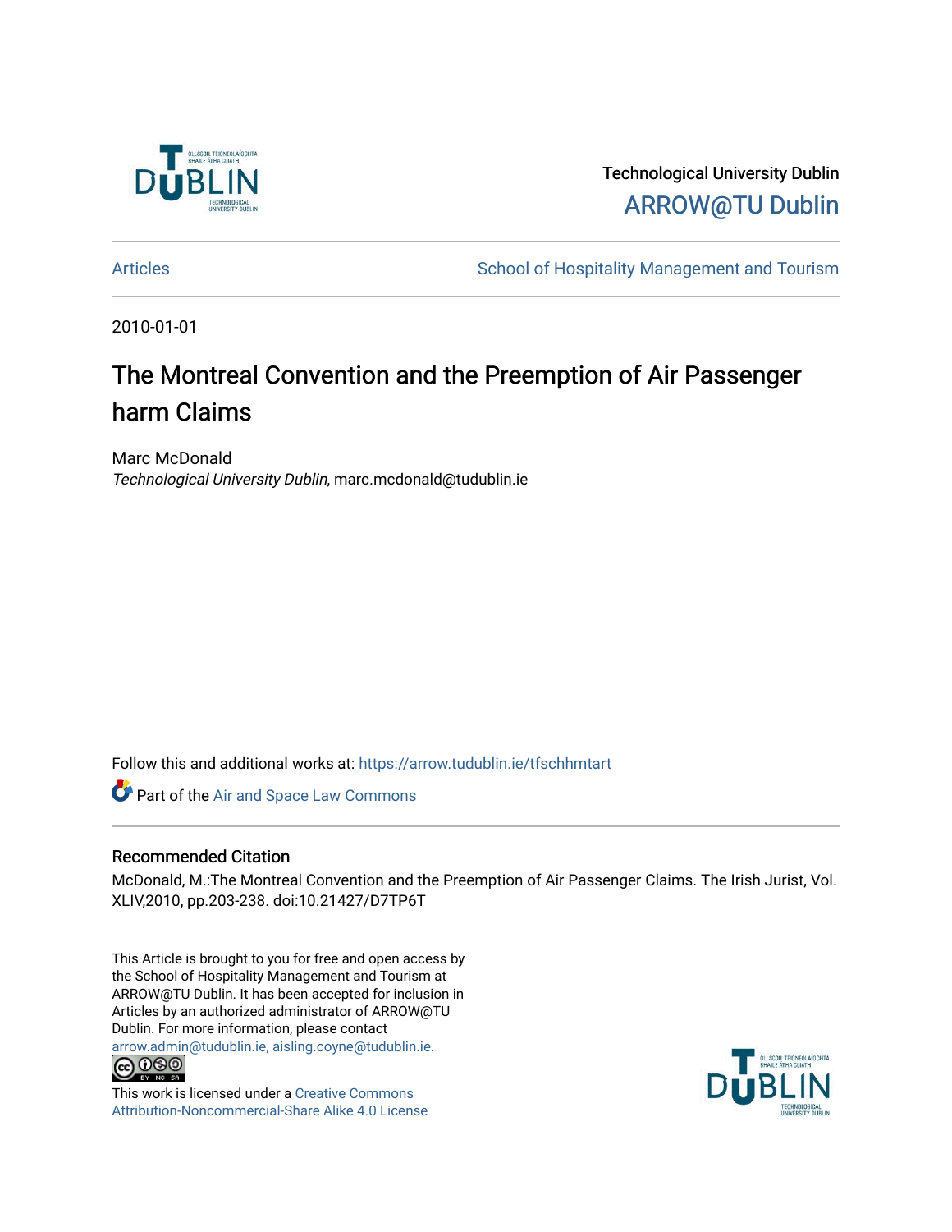Technological University Dublin

ARROW@TU Dublin

Articles | School of Hospitality Management and Tourism

2010-01-01

# The Montreal Convention and the Preemption of Air Passenger harm Claims

Marc McDonald

*Technological University Dublin*, marc.mcdonald@tudublin.ie

Follow this and additional works at: https://arrow.tudublin.ie/tfschhmtart

Part of the Air and Space Law Commons

## Recommended Citation

McDonald, M.:The Montreal Convention and the Preemption of Air Passenger Claims. The Irish Jurist, Vol. XLIV,2010, pp.203-238. doi:10.21427/D7TP6T

This Article is brought to you for free and open access by the School of Hospitality Management and Tourism at ARROW@TU Dublin. It has been accepted for inclusion in Articles by an authorized administrator of ARROW@TU Dublin. For more information, please contact arrow.admin@tudublin.ie, aisling.coyne@tudublin.ie.

This work is licensed under a Creative Commons Attribution-Noncommercial-Share Alike 4.0 License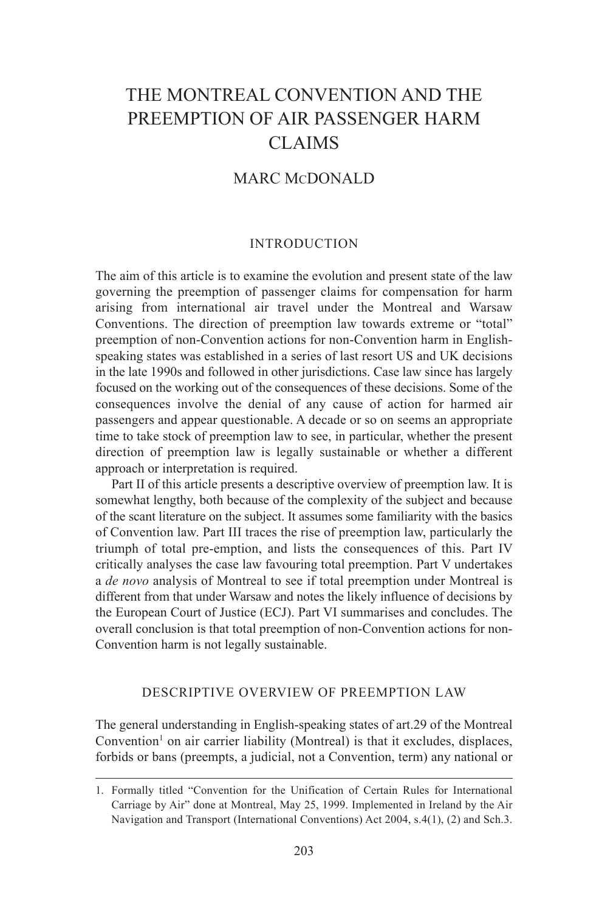# THE MONTREAL CONVENTION AND THE PREEMPTION OF AIR PASSENGER HARM CLAIMS

MARC McDONALD

## INTRODUCTION

The aim of this article is to examine the evolution and present state of the law governing the preemption of passenger claims for compensation for harm arising from international air travel under the Montreal and Warsaw Conventions. The direction of preemption law towards extreme or "total" preemption of non-Convention actions for non-Convention harm in English-speaking states was established in a series of last resort US and UK decisions in the late 1990s and followed in other jurisdictions. Case law since has largely focused on the working out of the consequences of these decisions. Some of the consequences involve the denial of any cause of action for harmed air passengers and appear questionable. A decade or so on seems an appropriate time to take stock of preemption law to see, in particular, whether the present direction of preemption law is legally sustainable or whether a different approach or interpretation is required.

Part II of this article presents a descriptive overview of preemption law. It is somewhat lengthy, both because of the complexity of the subject and because of the scant literature on the subject. It assumes some familiarity with the basics of Convention law. Part III traces the rise of preemption law, particularly the triumph of total pre-emption, and lists the consequences of this. Part IV critically analyses the case law favouring total preemption. Part V undertakes a *de novo* analysis of Montreal to see if total preemption under Montreal is different from that under Warsaw and notes the likely influence of decisions by the European Court of Justice (ECJ). Part VI summarises and concludes. The overall conclusion is that total preemption of non-Convention actions for non-Convention harm is not legally sustainable.

## DESCRIPTIVE OVERVIEW OF PREEMPTION LAW

The general understanding in English-speaking states of art.29 of the Montreal Convention[1] on air carrier liability (Montreal) is that it excludes, displaces, forbids or bans (preempts, a judicial, not a Convention, term) any national or

---

1. Formally titled "Convention for the Unification of Certain Rules for International Carriage by Air" done at Montreal, May 25, 1999. Implemented in Ireland by the Air Navigation and Transport (International Conventions) Act 2004, s.4(1), (2) and Sch.3.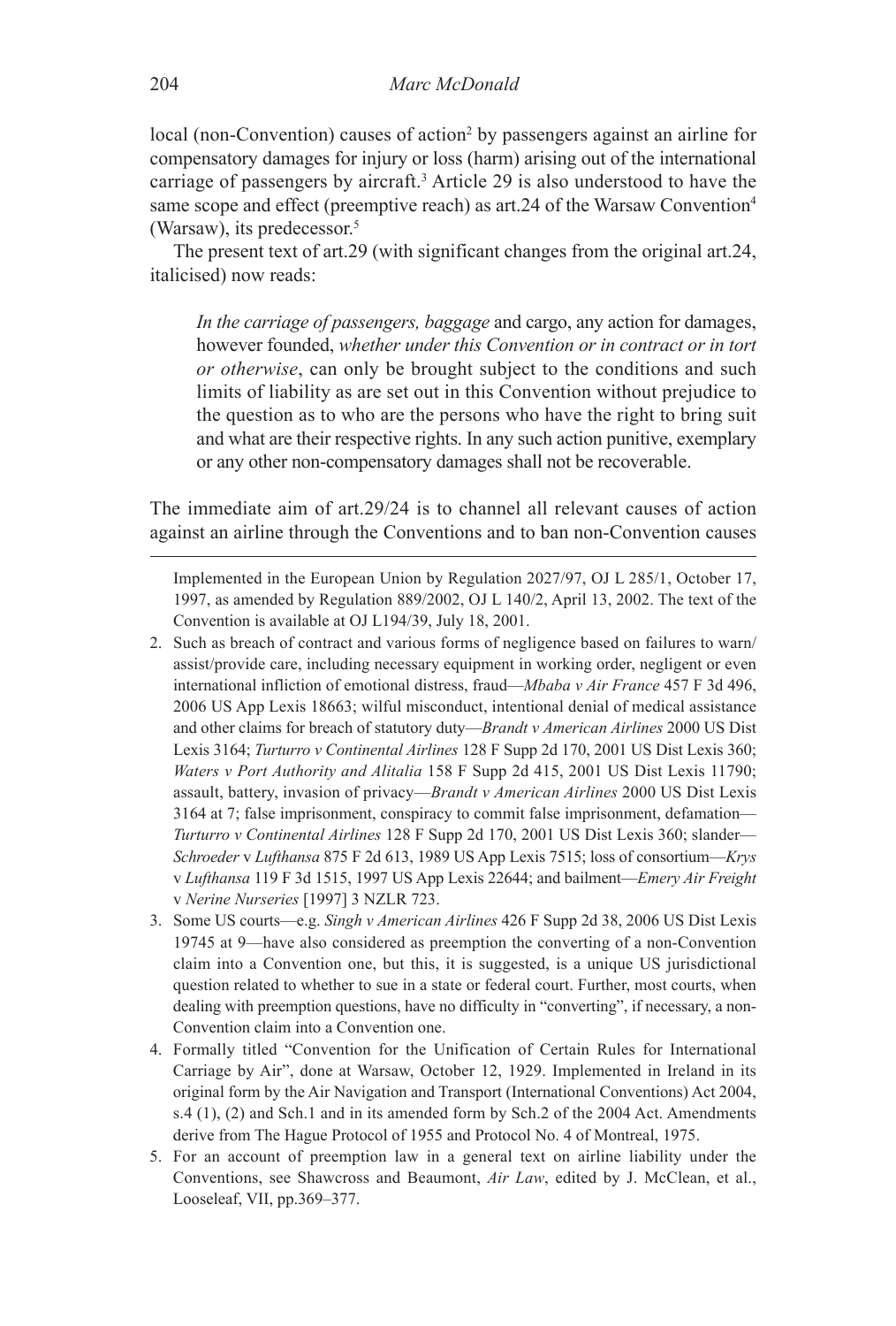local (non-Convention) causes of action[2] by passengers against an airline for compensatory damages for injury or loss (harm) arising out of the international carriage of passengers by aircraft.[3] Article 29 is also understood to have the same scope and effect (preemptive reach) as art.24 of the Warsaw Convention[4] (Warsaw), its predecessor.[5]

The present text of art.29 (with significant changes from the original art.24, italicised) now reads:

> *In the carriage of passengers, baggage* and cargo, any action for damages, however founded, *whether under this Convention or in contract or in tort or otherwise*, can only be brought subject to the conditions and such limits of liability as are set out in this Convention without prejudice to the question as to who are the persons who have the right to bring suit and what are their respective rights. In any such action punitive, exemplary or any other non-compensatory damages shall not be recoverable.

The immediate aim of art.29/24 is to channel all relevant causes of action against an airline through the Conventions and to ban non-Convention causes

---

Implemented in the European Union by Regulation 2027/97, OJ L 285/1, October 17, 1997, as amended by Regulation 889/2002, OJ L 140/2, April 13, 2002. The text of the Convention is available at OJ L194/39, July 18, 2001.

2. Such as breach of contract and various forms of negligence based on failures to warn/assist/provide care, including necessary equipment in working order, negligent or even international infliction of emotional distress, fraud—*Mbaba v Air France* 457 F 3d 496, 2006 US App Lexis 18663; wilful misconduct, intentional denial of medical assistance and other claims for breach of statutory duty—*Brandt v American Airlines* 2000 US Dist Lexis 3164; *Turturro v Continental Airlines* 128 F Supp 2d 170, 2001 US Dist Lexis 360; *Waters v Port Authority and Alitalia* 158 F Supp 2d 415, 2001 US Dist Lexis 11790; assault, battery, invasion of privacy—*Brandt v American Airlines* 2000 US Dist Lexis 3164 at 7; false imprisonment, conspiracy to commit false imprisonment, defamation—*Turturro v Continental Airlines* 128 F Supp 2d 170, 2001 US Dist Lexis 360; slander—*Schroeder* v *Lufthansa* 875 F 2d 613, 1989 US App Lexis 7515; loss of consortium—*Krys* v *Lufthansa* 119 F 3d 1515, 1997 US App Lexis 22644; and bailment—*Emery Air Freight* v *Nerine Nurseries* [1997] 3 NZLR 723.
3. Some US courts—e.g. *Singh v American Airlines* 426 F Supp 2d 38, 2006 US Dist Lexis 19745 at 9—have also considered as preemption the converting of a non-Convention claim into a Convention one, but this, it is suggested, is a unique US jurisdictional question related to whether to sue in a state or federal court. Further, most courts, when dealing with preemption questions, have no difficulty in "converting", if necessary, a non-Convention claim into a Convention one.
4. Formally titled "Convention for the Unification of Certain Rules for International Carriage by Air", done at Warsaw, October 12, 1929. Implemented in Ireland in its original form by the Air Navigation and Transport (International Conventions) Act 2004, s.4 (1), (2) and Sch.1 and in its amended form by Sch.2 of the 2004 Act. Amendments derive from The Hague Protocol of 1955 and Protocol No. 4 of Montreal, 1975.
5. For an account of preemption law in a general text on airline liability under the Conventions, see Shawcross and Beaumont, *Air Law*, edited by J. McClean, et al., Looseleaf, VII, pp.369–377.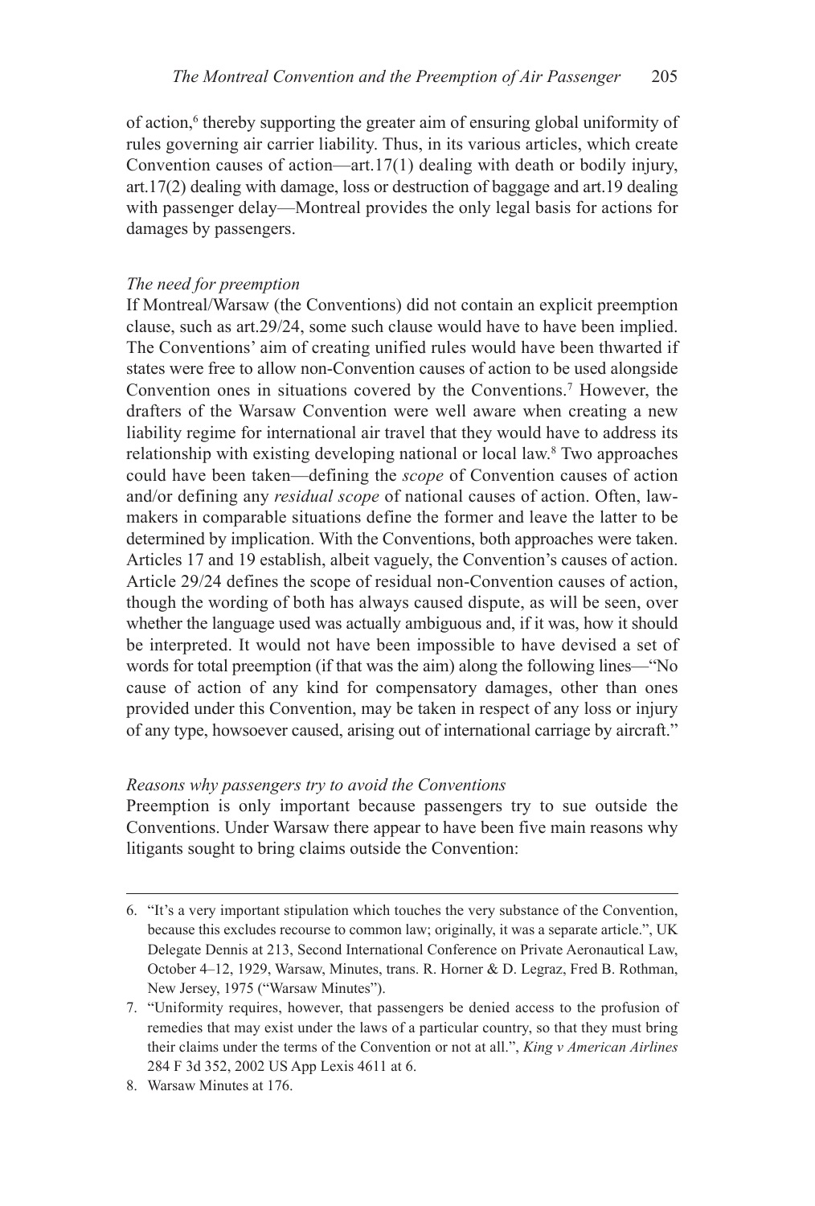of action,[6] thereby supporting the greater aim of ensuring global uniformity of rules governing air carrier liability. Thus, in its various articles, which create Convention causes of action—art.17(1) dealing with death or bodily injury, art.17(2) dealing with damage, loss or destruction of baggage and art.19 dealing with passenger delay—Montreal provides the only legal basis for actions for damages by passengers.

*The need for preemption*

If Montreal/Warsaw (the Conventions) did not contain an explicit preemption clause, such as art.29/24, some such clause would have to have been implied. The Conventions' aim of creating unified rules would have been thwarted if states were free to allow non-Convention causes of action to be used alongside Convention ones in situations covered by the Conventions.[7] However, the drafters of the Warsaw Convention were well aware when creating a new liability regime for international air travel that they would have to address its relationship with existing developing national or local law.[8] Two approaches could have been taken—defining the *scope* of Convention causes of action and/or defining any *residual scope* of national causes of action. Often, law-makers in comparable situations define the former and leave the latter to be determined by implication. With the Conventions, both approaches were taken. Articles 17 and 19 establish, albeit vaguely, the Convention's causes of action. Article 29/24 defines the scope of residual non-Convention causes of action, though the wording of both has always caused dispute, as will be seen, over whether the language used was actually ambiguous and, if it was, how it should be interpreted. It would not have been impossible to have devised a set of words for total preemption (if that was the aim) along the following lines—"No cause of action of any kind for compensatory damages, other than ones provided under this Convention, may be taken in respect of any loss or injury of any type, howsoever caused, arising out of international carriage by aircraft."

*Reasons why passengers try to avoid the Conventions*

Preemption is only important because passengers try to sue outside the Conventions. Under Warsaw there appear to have been five main reasons why litigants sought to bring claims outside the Convention:

---

6. "It's a very important stipulation which touches the very substance of the Convention, because this excludes recourse to common law; originally, it was a separate article.", UK Delegate Dennis at 213, Second International Conference on Private Aeronautical Law, October 4–12, 1929, Warsaw, Minutes, trans. R. Horner & D. Legraz, Fred B. Rothman, New Jersey, 1975 ("Warsaw Minutes").
7. "Uniformity requires, however, that passengers be denied access to the profusion of remedies that may exist under the laws of a particular country, so that they must bring their claims under the terms of the Convention or not at all.", *King v American Airlines* 284 F 3d 352, 2002 US App Lexis 4611 at 6.
8. Warsaw Minutes at 176.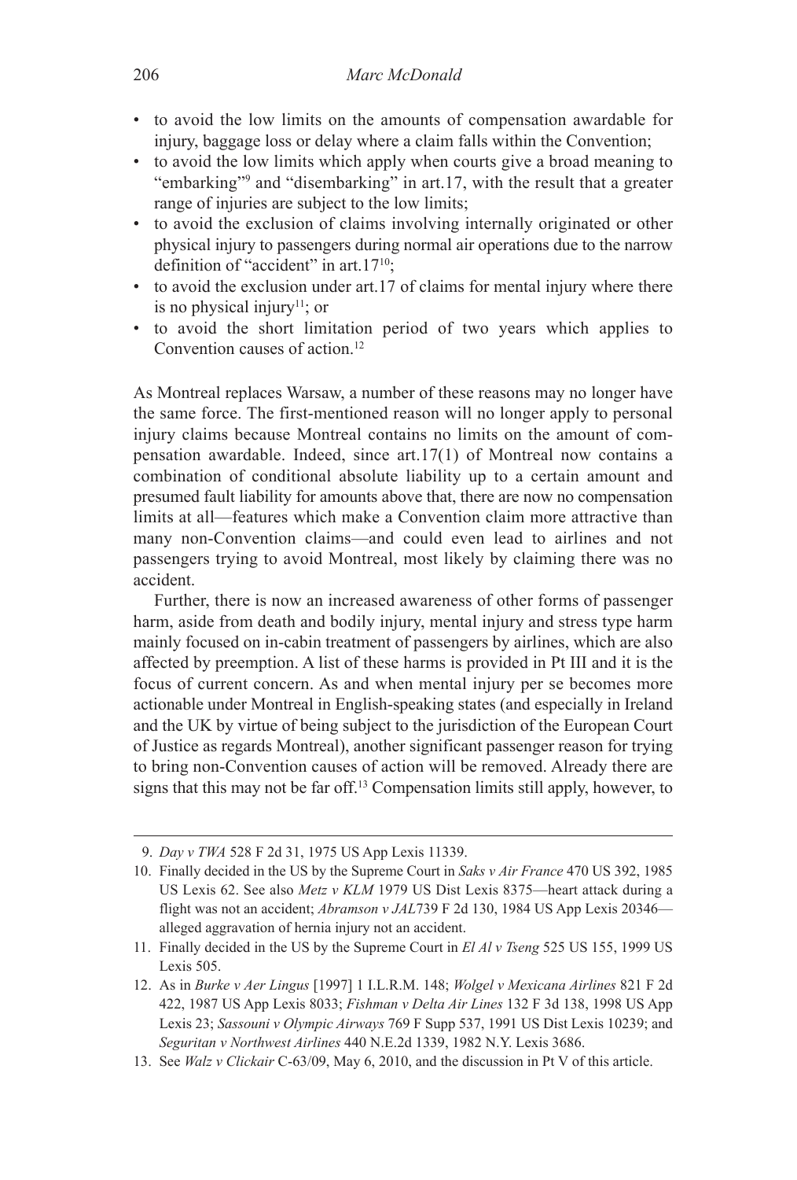- to avoid the low limits on the amounts of compensation awardable for injury, baggage loss or delay where a claim falls within the Convention;
- to avoid the low limits which apply when courts give a broad meaning to "embarking"[9] and "disembarking" in art.17, with the result that a greater range of injuries are subject to the low limits;
- to avoid the exclusion of claims involving internally originated or other physical injury to passengers during normal air operations due to the narrow definition of "accident" in art.17[10];
- to avoid the exclusion under art.17 of claims for mental injury where there is no physical injury[11]; or
- to avoid the short limitation period of two years which applies to Convention causes of action.[12]

As Montreal replaces Warsaw, a number of these reasons may no longer have the same force. The first-mentioned reason will no longer apply to personal injury claims because Montreal contains no limits on the amount of compensation awardable. Indeed, since art.17(1) of Montreal now contains a combination of conditional absolute liability up to a certain amount and presumed fault liability for amounts above that, there are now no compensation limits at all—features which make a Convention claim more attractive than many non-Convention claims—and could even lead to airlines and not passengers trying to avoid Montreal, most likely by claiming there was no accident.

Further, there is now an increased awareness of other forms of passenger harm, aside from death and bodily injury, mental injury and stress type harm mainly focused on in-cabin treatment of passengers by airlines, which are also affected by preemption. A list of these harms is provided in Pt III and it is the focus of current concern. As and when mental injury per se becomes more actionable under Montreal in English-speaking states (and especially in Ireland and the UK by virtue of being subject to the jurisdiction of the European Court of Justice as regards Montreal), another significant passenger reason for trying to bring non-Convention causes of action will be removed. Already there are signs that this may not be far off.[13] Compensation limits still apply, however, to

---

9. *Day v TWA* 528 F 2d 31, 1975 US App Lexis 11339.
10. Finally decided in the US by the Supreme Court in *Saks v Air France* 470 US 392, 1985 US Lexis 62. See also *Metz v KLM* 1979 US Dist Lexis 8375—heart attack during a flight was not an accident; *Abramson v JAL*739 F 2d 130, 1984 US App Lexis 20346—alleged aggravation of hernia injury not an accident.
11. Finally decided in the US by the Supreme Court in *El Al v Tseng* 525 US 155, 1999 US Lexis 505.
12. As in *Burke v Aer Lingus* [1997] 1 I.L.R.M. 148; *Wolgel v Mexicana Airlines* 821 F 2d 422, 1987 US App Lexis 8033; *Fishman v Delta Air Lines* 132 F 3d 138, 1998 US App Lexis 23; *Sassouni v Olympic Airways* 769 F Supp 537, 1991 US Dist Lexis 10239; and *Seguritan v Northwest Airlines* 440 N.E.2d 1339, 1982 N.Y. Lexis 3686.
13. See *Walz v Clickair* C-63/09, May 6, 2010, and the discussion in Pt V of this article.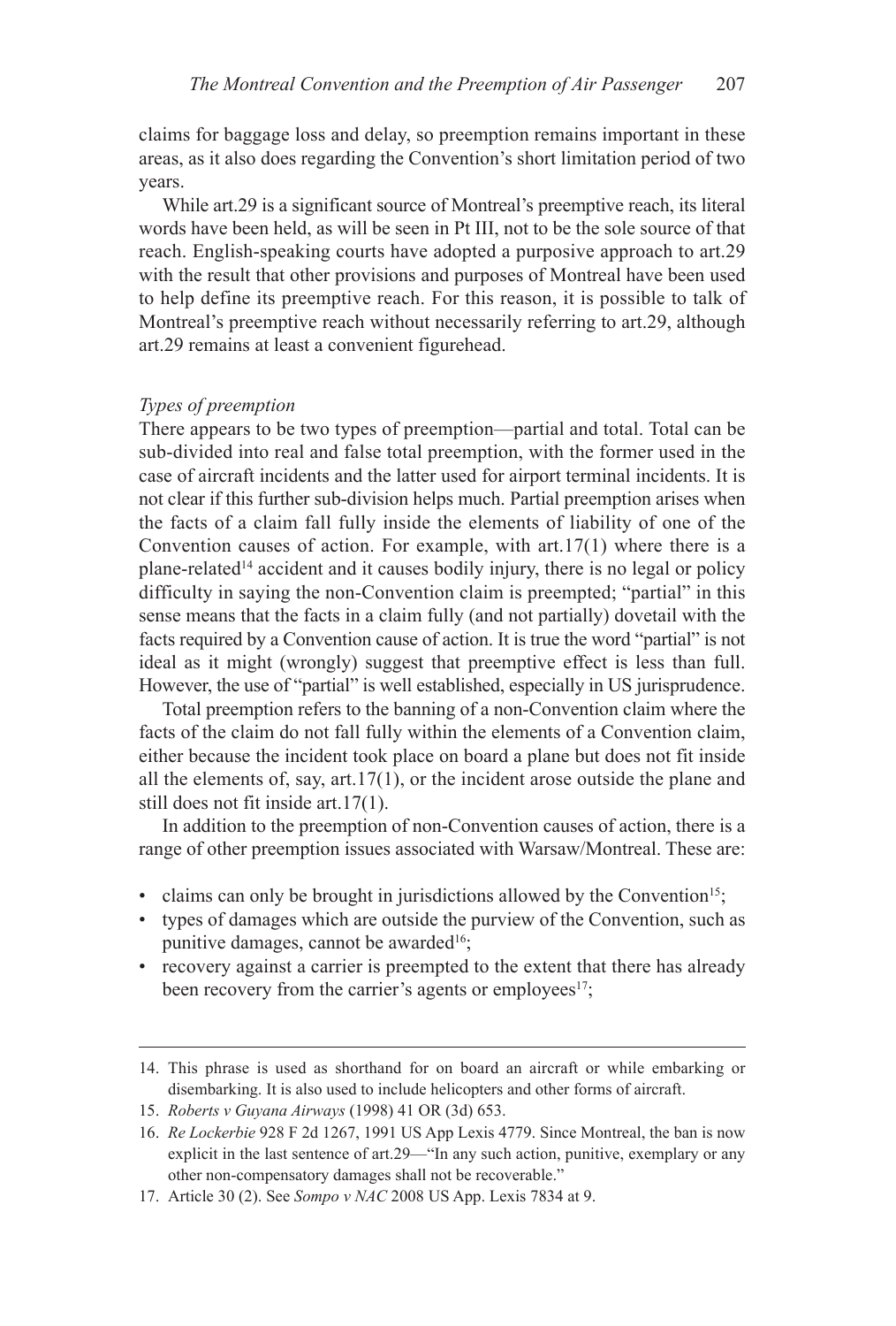claims for baggage loss and delay, so preemption remains important in these areas, as it also does regarding the Convention's short limitation period of two years.

While art.29 is a significant source of Montreal's preemptive reach, its literal words have been held, as will be seen in Pt III, not to be the sole source of that reach. English-speaking courts have adopted a purposive approach to art.29 with the result that other provisions and purposes of Montreal have been used to help define its preemptive reach. For this reason, it is possible to talk of Montreal's preemptive reach without necessarily referring to art.29, although art.29 remains at least a convenient figurehead.

*Types of preemption*

There appears to be two types of preemption—partial and total. Total can be sub-divided into real and false total preemption, with the former used in the case of aircraft incidents and the latter used for airport terminal incidents. It is not clear if this further sub-division helps much. Partial preemption arises when the facts of a claim fall fully inside the elements of liability of one of the Convention causes of action. For example, with art.17(1) where there is a plane-related[14] accident and it causes bodily injury, there is no legal or policy difficulty in saying the non-Convention claim is preempted; "partial" in this sense means that the facts in a claim fully (and not partially) dovetail with the facts required by a Convention cause of action. It is true the word "partial" is not ideal as it might (wrongly) suggest that preemptive effect is less than full. However, the use of "partial" is well established, especially in US jurisprudence.

Total preemption refers to the banning of a non-Convention claim where the facts of the claim do not fall fully within the elements of a Convention claim, either because the incident took place on board a plane but does not fit inside all the elements of, say, art.17(1), or the incident arose outside the plane and still does not fit inside art.17(1).

In addition to the preemption of non-Convention causes of action, there is a range of other preemption issues associated with Warsaw/Montreal. These are:

- claims can only be brought in jurisdictions allowed by the Convention[15];
- types of damages which are outside the purview of the Convention, such as punitive damages, cannot be awarded[16];
- recovery against a carrier is preempted to the extent that there has already been recovery from the carrier's agents or employees[17];

---

14. This phrase is used as shorthand for on board an aircraft or while embarking or disembarking. It is also used to include helicopters and other forms of aircraft.

15. *Roberts v Guyana Airways* (1998) 41 OR (3d) 653.

16. *Re Lockerbie* 928 F 2d 1267, 1991 US App Lexis 4779. Since Montreal, the ban is now explicit in the last sentence of art.29—"In any such action, punitive, exemplary or any other non-compensatory damages shall not be recoverable."

17. Article 30 (2). See *Sompo v NAC* 2008 US App. Lexis 7834 at 9.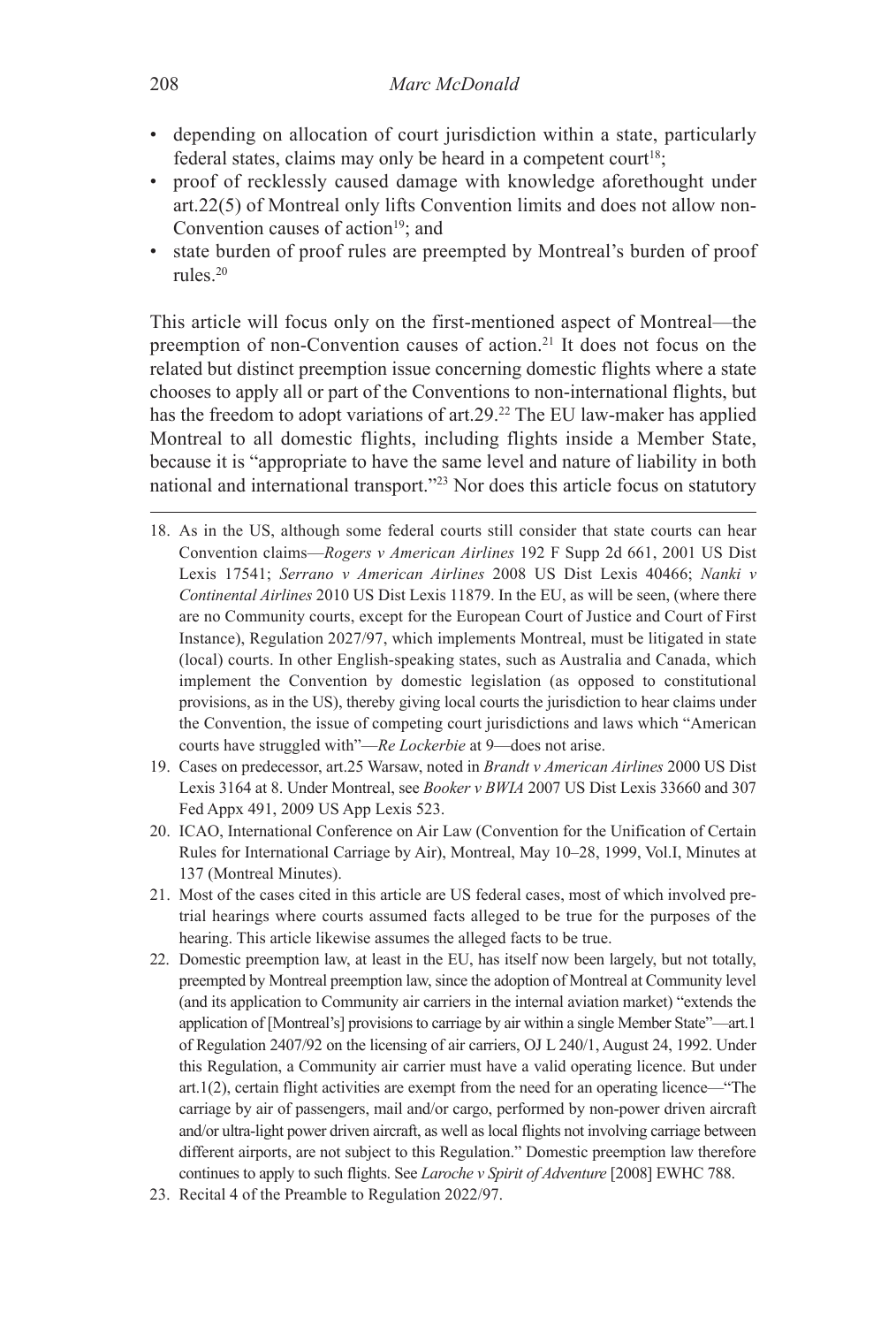- depending on allocation of court jurisdiction within a state, particularly federal states, claims may only be heard in a competent court[18];
- proof of recklessly caused damage with knowledge aforethought under art.22(5) of Montreal only lifts Convention limits and does not allow non-Convention causes of action[19]; and
- state burden of proof rules are preempted by Montreal's burden of proof rules.[20]

This article will focus only on the first-mentioned aspect of Montreal—the preemption of non-Convention causes of action.[21] It does not focus on the related but distinct preemption issue concerning domestic flights where a state chooses to apply all or part of the Conventions to non-international flights, but has the freedom to adopt variations of art.29.[22] The EU law-maker has applied Montreal to all domestic flights, including flights inside a Member State, because it is "appropriate to have the same level and nature of liability in both national and international transport."[23] Nor does this article focus on statutory

---

18. As in the US, although some federal courts still consider that state courts can hear Convention claims—*Rogers v American Airlines* 192 F Supp 2d 661, 2001 US Dist Lexis 17541; *Serrano v American Airlines* 2008 US Dist Lexis 40466; *Nanki v Continental Airlines* 2010 US Dist Lexis 11879. In the EU, as will be seen, (where there are no Community courts, except for the European Court of Justice and Court of First Instance), Regulation 2027/97, which implements Montreal, must be litigated in state (local) courts. In other English-speaking states, such as Australia and Canada, which implement the Convention by domestic legislation (as opposed to constitutional provisions, as in the US), thereby giving local courts the jurisdiction to hear claims under the Convention, the issue of competing court jurisdictions and laws which "American courts have struggled with"—*Re Lockerbie* at 9—does not arise.
19. Cases on predecessor, art.25 Warsaw, noted in *Brandt v American Airlines* 2000 US Dist Lexis 3164 at 8. Under Montreal, see *Booker v BWIA* 2007 US Dist Lexis 33660 and 307 Fed Appx 491, 2009 US App Lexis 523.
20. ICAO, International Conference on Air Law (Convention for the Unification of Certain Rules for International Carriage by Air), Montreal, May 10–28, 1999, Vol.I, Minutes at 137 (Montreal Minutes).
21. Most of the cases cited in this article are US federal cases, most of which involved pre-trial hearings where courts assumed facts alleged to be true for the purposes of the hearing. This article likewise assumes the alleged facts to be true.
22. Domestic preemption law, at least in the EU, has itself now been largely, but not totally, preempted by Montreal preemption law, since the adoption of Montreal at Community level (and its application to Community air carriers in the internal aviation market) "extends the application of [Montreal's] provisions to carriage by air within a single Member State"—art.1 of Regulation 2407/92 on the licensing of air carriers, OJ L 240/1, August 24, 1992. Under this Regulation, a Community air carrier must have a valid operating licence. But under art.1(2), certain flight activities are exempt from the need for an operating licence—"The carriage by air of passengers, mail and/or cargo, performed by non-power driven aircraft and/or ultra-light power driven aircraft, as well as local flights not involving carriage between different airports, are not subject to this Regulation." Domestic preemption law therefore continues to apply to such flights. See *Laroche v Spirit of Adventure* [2008] EWHC 788.
23. Recital 4 of the Preamble to Regulation 2022/97.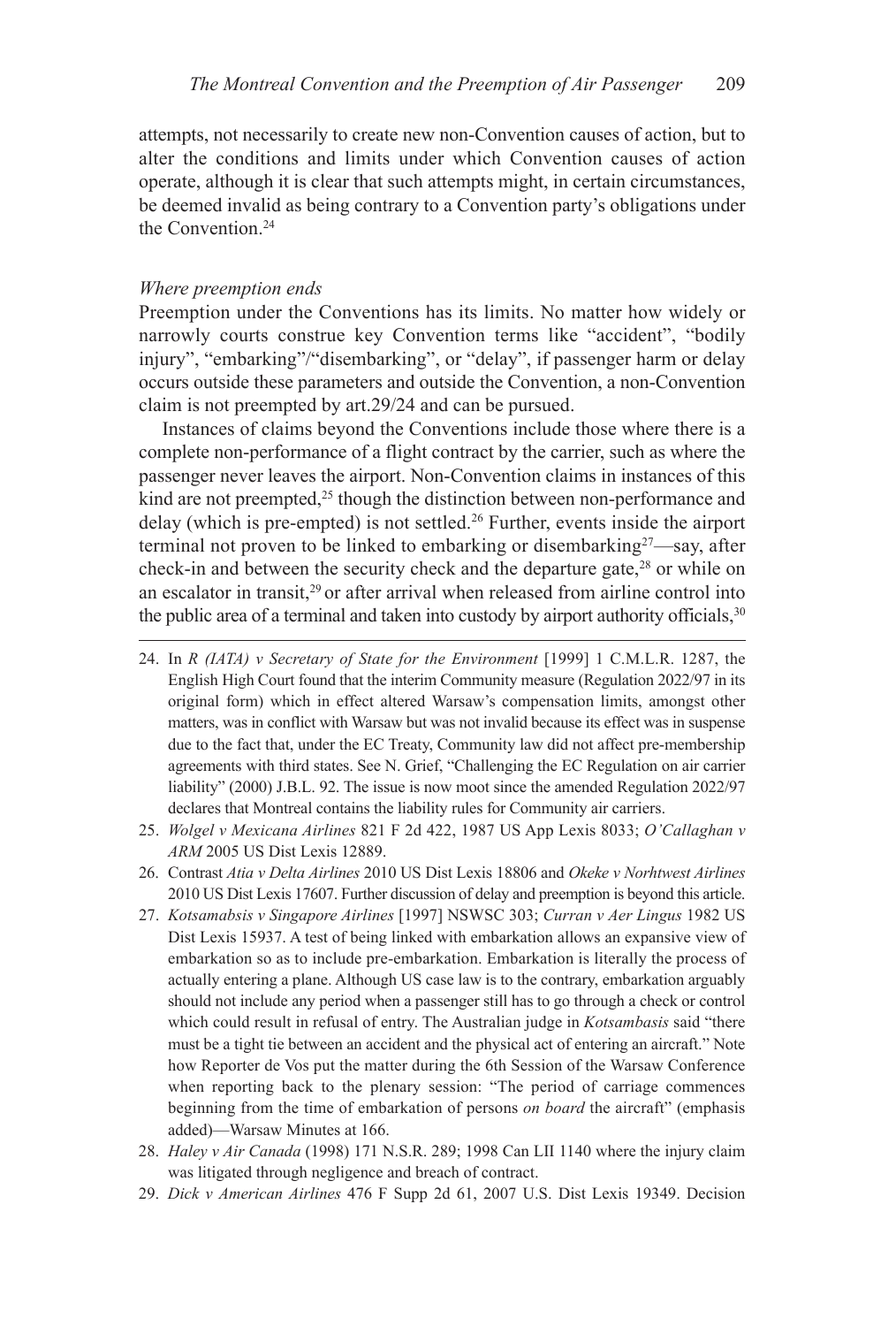attempts, not necessarily to create new non-Convention causes of action, but to alter the conditions and limits under which Convention causes of action operate, although it is clear that such attempts might, in certain circumstances, be deemed invalid as being contrary to a Convention party's obligations under the Convention.[24]

*Where preemption ends*

Preemption under the Conventions has its limits. No matter how widely or narrowly courts construe key Convention terms like "accident", "bodily injury", "embarking"/"disembarking", or "delay", if passenger harm or delay occurs outside these parameters and outside the Convention, a non-Convention claim is not preempted by art.29/24 and can be pursued.

Instances of claims beyond the Conventions include those where there is a complete non-performance of a flight contract by the carrier, such as where the passenger never leaves the airport. Non-Convention claims in instances of this kind are not preempted,[25] though the distinction between non-performance and delay (which is pre-empted) is not settled.[26] Further, events inside the airport terminal not proven to be linked to embarking or disembarking[27]—say, after check-in and between the security check and the departure gate,[28] or while on an escalator in transit,[29] or after arrival when released from airline control into the public area of a terminal and taken into custody by airport authority officials,[30]

---

24. In *R (IATA) v Secretary of State for the Environment* [1999] 1 C.M.L.R. 1287, the English High Court found that the interim Community measure (Regulation 2022/97 in its original form) which in effect altered Warsaw's compensation limits, amongst other matters, was in conflict with Warsaw but was not invalid because its effect was in suspense due to the fact that, under the EC Treaty, Community law did not affect pre-membership agreements with third states. See N. Grief, "Challenging the EC Regulation on air carrier liability" (2000) J.B.L. 92. The issue is now moot since the amended Regulation 2022/97 declares that Montreal contains the liability rules for Community air carriers.

25. *Wolgel v Mexicana Airlines* 821 F 2d 422, 1987 US App Lexis 8033; *O'Callaghan v ARM* 2005 US Dist Lexis 12889.

26. Contrast *Atia v Delta Airlines* 2010 US Dist Lexis 18806 and *Okeke v Norhtwest Airlines* 2010 US Dist Lexis 17607. Further discussion of delay and preemption is beyond this article.

27. *Kotsamabsis v Singapore Airlines* [1997] NSWSC 303; *Curran v Aer Lingus* 1982 US Dist Lexis 15937. A test of being linked with embarkation allows an expansive view of embarkation so as to include pre-embarkation. Embarkation is literally the process of actually entering a plane. Although US case law is to the contrary, embarkation arguably should not include any period when a passenger still has to go through a check or control which could result in refusal of entry. The Australian judge in *Kotsambasis* said "there must be a tight tie between an accident and the physical act of entering an aircraft." Note how Reporter de Vos put the matter during the 6th Session of the Warsaw Conference when reporting back to the plenary session: "The period of carriage commences beginning from the time of embarkation of persons *on board* the aircraft" (emphasis added)—Warsaw Minutes at 166.

28. *Haley v Air Canada* (1998) 171 N.S.R. 289; 1998 Can LII 1140 where the injury claim was litigated through negligence and breach of contract.

29. *Dick v American Airlines* 476 F Supp 2d 61, 2007 U.S. Dist Lexis 19349. Decision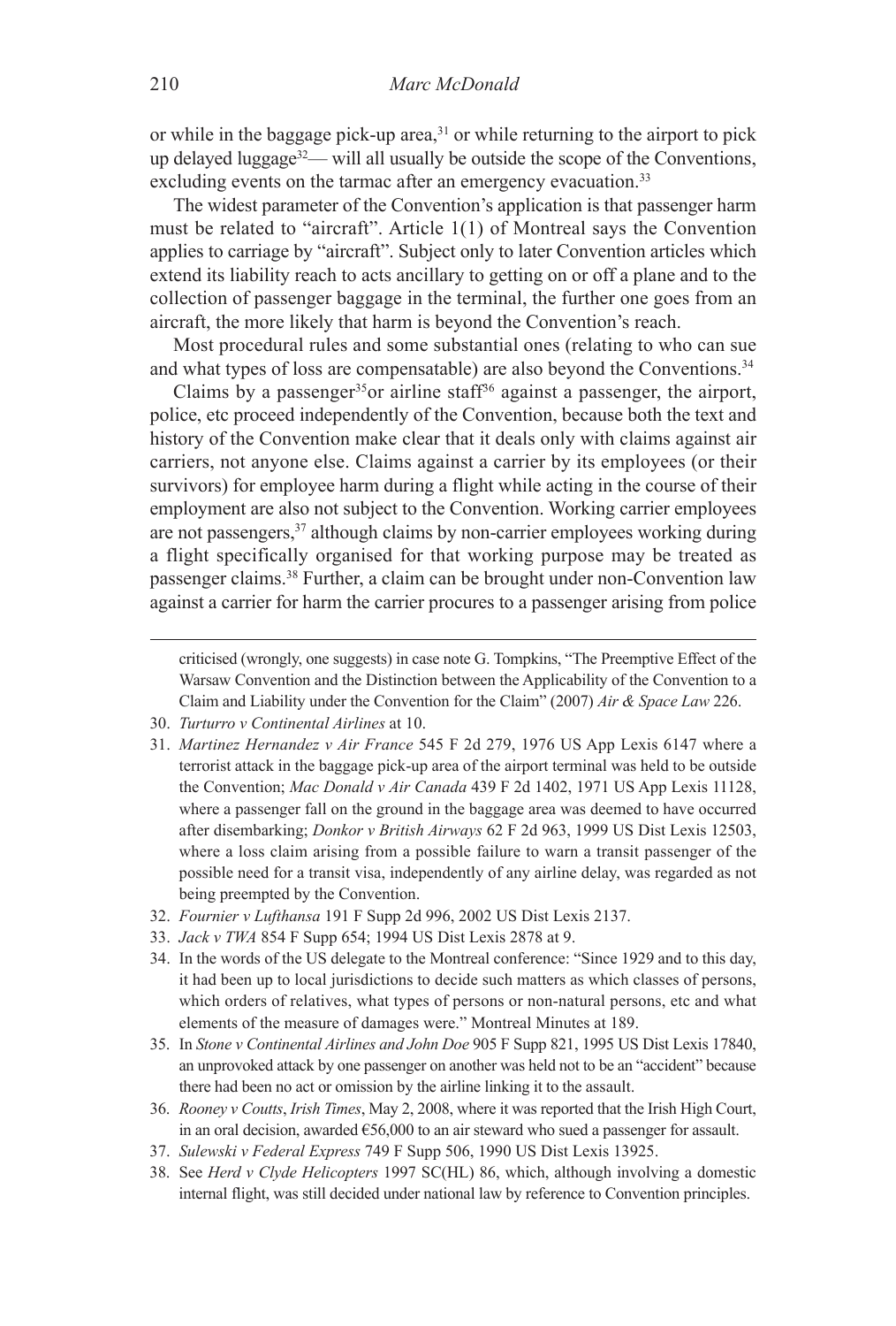or while in the baggage pick-up area,[31] or while returning to the airport to pick up delayed luggage[32]— will all usually be outside the scope of the Conventions, excluding events on the tarmac after an emergency evacuation.[33]

The widest parameter of the Convention's application is that passenger harm must be related to "aircraft". Article 1(1) of Montreal says the Convention applies to carriage by "aircraft". Subject only to later Convention articles which extend its liability reach to acts ancillary to getting on or off a plane and to the collection of passenger baggage in the terminal, the further one goes from an aircraft, the more likely that harm is beyond the Convention's reach.

Most procedural rules and some substantial ones (relating to who can sue and what types of loss are compensatable) are also beyond the Conventions.[34]

Claims by a passenger[35]or airline staff[36] against a passenger, the airport, police, etc proceed independently of the Convention, because both the text and history of the Convention make clear that it deals only with claims against air carriers, not anyone else. Claims against a carrier by its employees (or their survivors) for employee harm during a flight while acting in the course of their employment are also not subject to the Convention. Working carrier employees are not passengers,[37] although claims by non-carrier employees working during a flight specifically organised for that working purpose may be treated as passenger claims.[38] Further, a claim can be brought under non-Convention law against a carrier for harm the carrier procures to a passenger arising from police

---

criticised (wrongly, one suggests) in case note G. Tompkins, "The Preemptive Effect of the Warsaw Convention and the Distinction between the Applicability of the Convention to a Claim and Liability under the Convention for the Claim" (2007) *Air & Space Law* 226.

30. *Turturro v Continental Airlines* at 10.
31. *Martinez Hernandez v Air France* 545 F 2d 279, 1976 US App Lexis 6147 where a terrorist attack in the baggage pick-up area of the airport terminal was held to be outside the Convention; *Mac Donald v Air Canada* 439 F 2d 1402, 1971 US App Lexis 11128, where a passenger fall on the ground in the baggage area was deemed to have occurred after disembarking; *Donkor v British Airways* 62 F 2d 963, 1999 US Dist Lexis 12503, where a loss claim arising from a possible failure to warn a transit passenger of the possible need for a transit visa, independently of any airline delay, was regarded as not being preempted by the Convention.
32. *Fournier v Lufthansa* 191 F Supp 2d 996, 2002 US Dist Lexis 2137.
33. *Jack v TWA* 854 F Supp 654; 1994 US Dist Lexis 2878 at 9.
34. In the words of the US delegate to the Montreal conference: "Since 1929 and to this day, it had been up to local jurisdictions to decide such matters as which classes of persons, which orders of relatives, what types of persons or non-natural persons, etc and what elements of the measure of damages were." Montreal Minutes at 189.
35. In *Stone v Continental Airlines and John Doe* 905 F Supp 821, 1995 US Dist Lexis 17840, an unprovoked attack by one passenger on another was held not to be an "accident" because there had been no act or omission by the airline linking it to the assault.
36. *Rooney v Coutts*, *Irish Times*, May 2, 2008, where it was reported that the Irish High Court, in an oral decision, awarded €56,000 to an air steward who sued a passenger for assault.
37. *Sulewski v Federal Express* 749 F Supp 506, 1990 US Dist Lexis 13925.
38. See *Herd v Clyde Helicopters* 1997 SC(HL) 86, which, although involving a domestic internal flight, was still decided under national law by reference to Convention principles.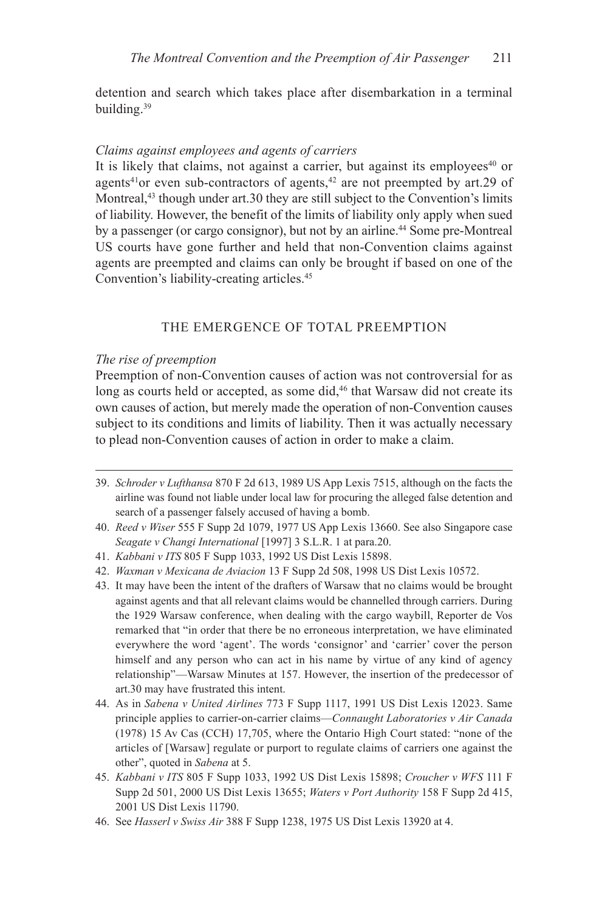detention and search which takes place after disembarkation in a terminal building.[39]

*Claims against employees and agents of carriers*

It is likely that claims, not against a carrier, but against its employees[40] or agents[41]or even sub-contractors of agents,[42] are not preempted by art.29 of Montreal,[43] though under art.30 they are still subject to the Convention's limits of liability. However, the benefit of the limits of liability only apply when sued by a passenger (or cargo consignor), but not by an airline.[44] Some pre-Montreal US courts have gone further and held that non-Convention claims against agents are preempted and claims can only be brought if based on one of the Convention's liability-creating articles.[45]

## THE EMERGENCE OF TOTAL PREEMPTION

*The rise of preemption*

Preemption of non-Convention causes of action was not controversial for as long as courts held or accepted, as some did,[46] that Warsaw did not create its own causes of action, but merely made the operation of non-Convention causes subject to its conditions and limits of liability. Then it was actually necessary to plead non-Convention causes of action in order to make a claim.

---

39. *Schroder v Lufthansa* 870 F 2d 613, 1989 US App Lexis 7515, although on the facts the airline was found not liable under local law for procuring the alleged false detention and search of a passenger falsely accused of having a bomb.
40. *Reed v Wiser* 555 F Supp 2d 1079, 1977 US App Lexis 13660. See also Singapore case *Seagate v Changi International* [1997] 3 S.L.R. 1 at para.20.
41. *Kabbani v ITS* 805 F Supp 1033, 1992 US Dist Lexis 15898.
42. *Waxman v Mexicana de Aviacion* 13 F Supp 2d 508, 1998 US Dist Lexis 10572.
43. It may have been the intent of the drafters of Warsaw that no claims would be brought against agents and that all relevant claims would be channelled through carriers. During the 1929 Warsaw conference, when dealing with the cargo waybill, Reporter de Vos remarked that "in order that there be no erroneous interpretation, we have eliminated everywhere the word 'agent'. The words 'consignor' and 'carrier' cover the person himself and any person who can act in his name by virtue of any kind of agency relationship"—Warsaw Minutes at 157. However, the insertion of the predecessor of art.30 may have frustrated this intent.
44. As in *Sabena v United Airlines* 773 F Supp 1117, 1991 US Dist Lexis 12023. Same principle applies to carrier-on-carrier claims—*Connaught Laboratories v Air Canada* (1978) 15 Av Cas (CCH) 17,705, where the Ontario High Court stated: "none of the articles of [Warsaw] regulate or purport to regulate claims of carriers one against the other", quoted in *Sabena* at 5.
45. *Kabbani v ITS* 805 F Supp 1033, 1992 US Dist Lexis 15898; *Croucher v WFS* 111 F Supp 2d 501, 2000 US Dist Lexis 13655; *Waters v Port Authority* 158 F Supp 2d 415, 2001 US Dist Lexis 11790.
46. See *Hasserl v Swiss Air* 388 F Supp 1238, 1975 US Dist Lexis 13920 at 4.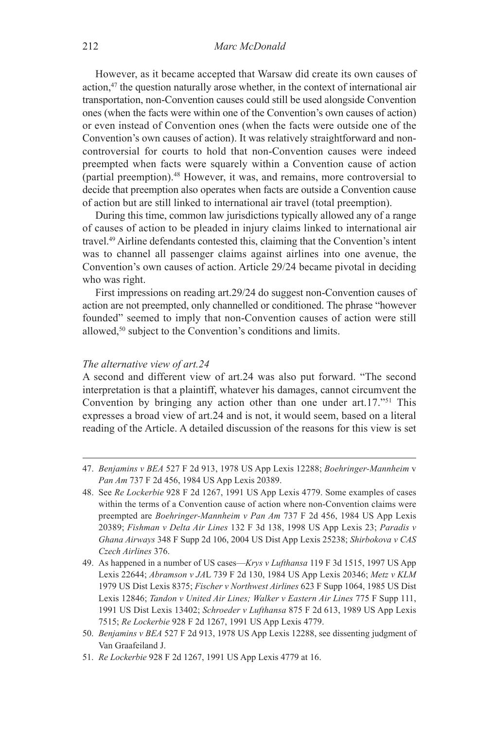However, as it became accepted that Warsaw did create its own causes of action,[47] the question naturally arose whether, in the context of international air transportation, non-Convention causes could still be used alongside Convention ones (when the facts were within one of the Convention's own causes of action) or even instead of Convention ones (when the facts were outside one of the Convention's own causes of action). It was relatively straightforward and non-controversial for courts to hold that non-Convention causes were indeed preempted when facts were squarely within a Convention cause of action (partial preemption).[48] However, it was, and remains, more controversial to decide that preemption also operates when facts are outside a Convention cause of action but are still linked to international air travel (total preemption).

During this time, common law jurisdictions typically allowed any of a range of causes of action to be pleaded in injury claims linked to international air travel.[49] Airline defendants contested this, claiming that the Convention's intent was to channel all passenger claims against airlines into one avenue, the Convention's own causes of action. Article 29/24 became pivotal in deciding who was right.

First impressions on reading art.29/24 do suggest non-Convention causes of action are not preempted, only channelled or conditioned. The phrase "however founded" seemed to imply that non-Convention causes of action were still allowed,[50] subject to the Convention's conditions and limits.

*The alternative view of art.24*

A second and different view of art.24 was also put forward. "The second interpretation is that a plaintiff, whatever his damages, cannot circumvent the Convention by bringing any action other than one under art.17."[51] This expresses a broad view of art.24 and is not, it would seem, based on a literal reading of the Article. A detailed discussion of the reasons for this view is set

---

47. *Benjamins v BEA* 527 F 2d 913, 1978 US App Lexis 12288; *Boehringer-Mannheim* v *Pan Am* 737 F 2d 456, 1984 US App Lexis 20389.

48. See *Re Lockerbie* 928 F 2d 1267, 1991 US App Lexis 4779. Some examples of cases within the terms of a Convention cause of action where non-Convention claims were preempted are *Boehringer-Mannheim v Pan Am* 737 F 2d 456, 1984 US App Lexis 20389; *Fishman v Delta Air Lines* 132 F 3d 138, 1998 US App Lexis 23; *Paradis v Ghana Airways* 348 F Supp 2d 106, 2004 US Dist App Lexis 25238; *Shirbokova v CAS Czech Airlines* 376.

49. As happened in a number of US cases—*Krys v Lufthansa* 119 F 3d 1515, 1997 US App Lexis 22644; *Abramson v JAL* 739 F 2d 130, 1984 US App Lexis 20346; *Metz v KLM* 1979 US Dist Lexis 8375; *Fischer v Northwest Airlines* 623 F Supp 1064, 1985 US Dist Lexis 12846; *Tandon v United Air Lines; Walker v Eastern Air Lines* 775 F Supp 111, 1991 US Dist Lexis 13402; *Schroeder v Lufthansa* 875 F 2d 613, 1989 US App Lexis 7515; *Re Lockerbie* 928 F 2d 1267, 1991 US App Lexis 4779.

50. *Benjamins v BEA* 527 F 2d 913, 1978 US App Lexis 12288, see dissenting judgment of Van Graafeiland J.

51. *Re Lockerbie* 928 F 2d 1267, 1991 US App Lexis 4779 at 16.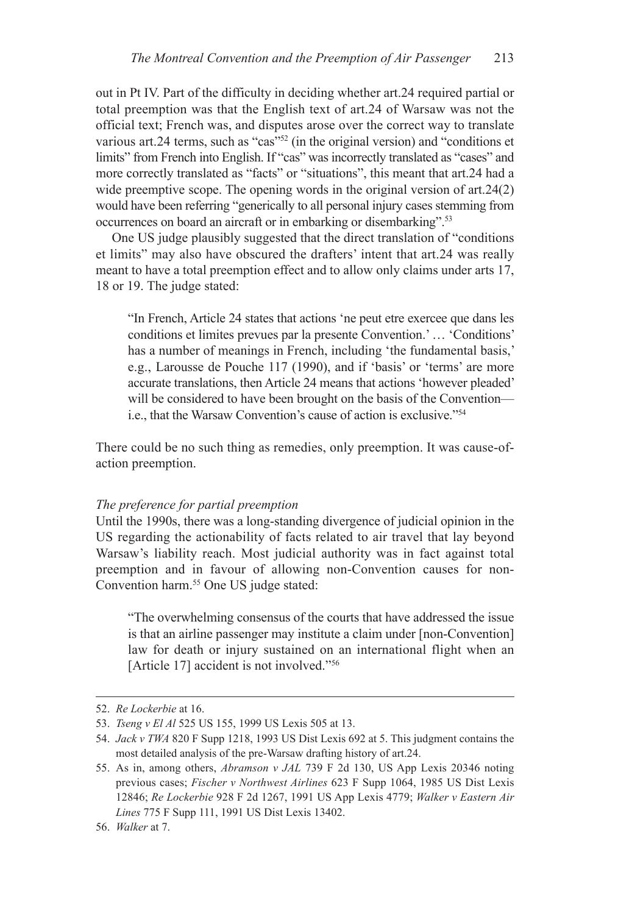out in Pt IV. Part of the difficulty in deciding whether art.24 required partial or total preemption was that the English text of art.24 of Warsaw was not the official text; French was, and disputes arose over the correct way to translate various art.24 terms, such as "cas"[52] (in the original version) and "conditions et limits" from French into English. If "cas" was incorrectly translated as "cases" and more correctly translated as "facts" or "situations", this meant that art.24 had a wide preemptive scope. The opening words in the original version of art.24(2) would have been referring "generically to all personal injury cases stemming from occurrences on board an aircraft or in embarking or disembarking".[53]

One US judge plausibly suggested that the direct translation of "conditions et limits" may also have obscured the drafters' intent that art.24 was really meant to have a total preemption effect and to allow only claims under arts 17, 18 or 19. The judge stated:

> "In French, Article 24 states that actions 'ne peut etre exercee que dans les conditions et limites prevues par la presente Convention.' … 'Conditions' has a number of meanings in French, including 'the fundamental basis,' e.g., Larousse de Pouche 117 (1990), and if 'basis' or 'terms' are more accurate translations, then Article 24 means that actions 'however pleaded' will be considered to have been brought on the basis of the Convention—i.e., that the Warsaw Convention's cause of action is exclusive."[54]

There could be no such thing as remedies, only preemption. It was cause-of-action preemption.

*The preference for partial preemption*

Until the 1990s, there was a long-standing divergence of judicial opinion in the US regarding the actionability of facts related to air travel that lay beyond Warsaw's liability reach. Most judicial authority was in fact against total preemption and in favour of allowing non-Convention causes for non-Convention harm.[55] One US judge stated:

> "The overwhelming consensus of the courts that have addressed the issue is that an airline passenger may institute a claim under [non-Convention] law for death or injury sustained on an international flight when an [Article 17] accident is not involved."[56]

---

52. *Re Lockerbie* at 16.

53. *Tseng v El Al* 525 US 155, 1999 US Lexis 505 at 13.

54. *Jack v TWA* 820 F Supp 1218, 1993 US Dist Lexis 692 at 5. This judgment contains the most detailed analysis of the pre-Warsaw drafting history of art.24.

55. As in, among others, *Abramson v JAL* 739 F 2d 130, US App Lexis 20346 noting previous cases; *Fischer v Northwest Airlines* 623 F Supp 1064, 1985 US Dist Lexis 12846; *Re Lockerbie* 928 F 2d 1267, 1991 US App Lexis 4779; *Walker v Eastern Air Lines* 775 F Supp 111, 1991 US Dist Lexis 13402.

56. *Walker* at 7.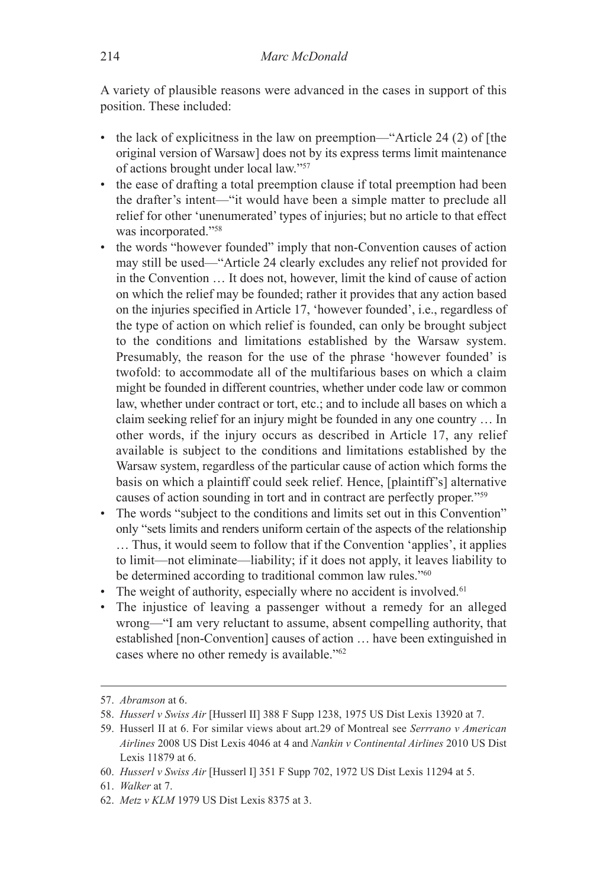A variety of plausible reasons were advanced in the cases in support of this position. These included:

- the lack of explicitness in the law on preemption—"Article 24 (2) of [the original version of Warsaw] does not by its express terms limit maintenance of actions brought under local law."[57]
- the ease of drafting a total preemption clause if total preemption had been the drafter's intent—"it would have been a simple matter to preclude all relief for other 'unenumerated' types of injuries; but no article to that effect was incorporated."[58]
- the words "however founded" imply that non-Convention causes of action may still be used—"Article 24 clearly excludes any relief not provided for in the Convention … It does not, however, limit the kind of cause of action on which the relief may be founded; rather it provides that any action based on the injuries specified in Article 17, 'however founded', i.e., regardless of the type of action on which relief is founded, can only be brought subject to the conditions and limitations established by the Warsaw system. Presumably, the reason for the use of the phrase 'however founded' is twofold: to accommodate all of the multifarious bases on which a claim might be founded in different countries, whether under code law or common law, whether under contract or tort, etc.; and to include all bases on which a claim seeking relief for an injury might be founded in any one country … In other words, if the injury occurs as described in Article 17, any relief available is subject to the conditions and limitations established by the Warsaw system, regardless of the particular cause of action which forms the basis on which a plaintiff could seek relief. Hence, [plaintiff's] alternative causes of action sounding in tort and in contract are perfectly proper."[59]
- The words "subject to the conditions and limits set out in this Convention" only "sets limits and renders uniform certain of the aspects of the relationship … Thus, it would seem to follow that if the Convention 'applies', it applies to limit—not eliminate—liability; if it does not apply, it leaves liability to be determined according to traditional common law rules."[60]
- The weight of authority, especially where no accident is involved.[61]
- The injustice of leaving a passenger without a remedy for an alleged wrong—"I am very reluctant to assume, absent compelling authority, that established [non-Convention] causes of action … have been extinguished in cases where no other remedy is available."[62]

---

57. *Abramson* at 6.
58. *Husserl v Swiss Air* [Husserl II] 388 F Supp 1238, 1975 US Dist Lexis 13920 at 7.
59. Husserl II at 6. For similar views about art.29 of Montreal see *Serrrano v American Airlines* 2008 US Dist Lexis 4046 at 4 and *Nankin v Continental Airlines* 2010 US Dist Lexis 11879 at 6.
60. *Husserl v Swiss Air* [Husserl I] 351 F Supp 702, 1972 US Dist Lexis 11294 at 5.
61. *Walker* at 7.
62. *Metz v KLM* 1979 US Dist Lexis 8375 at 3.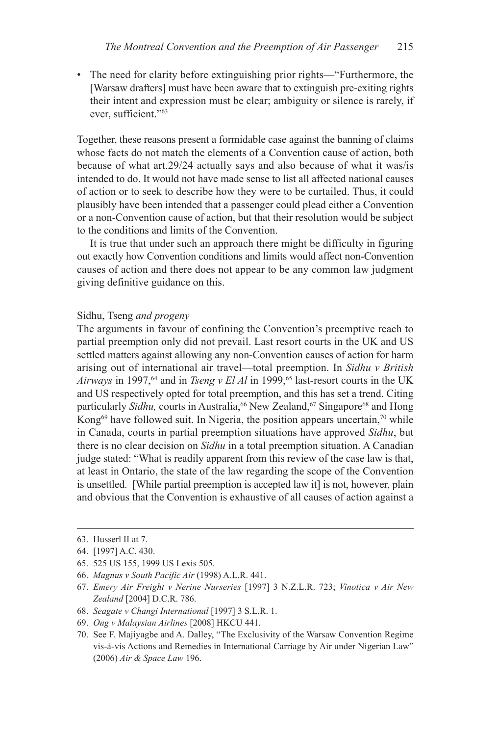- The need for clarity before extinguishing prior rights—"Furthermore, the [Warsaw drafters] must have been aware that to extinguish pre-exiting rights their intent and expression must be clear; ambiguity or silence is rarely, if ever, sufficient."[63]

Together, these reasons present a formidable case against the banning of claims whose facts do not match the elements of a Convention cause of action, both because of what art.29/24 actually says and also because of what it was/is intended to do. It would not have made sense to list all affected national causes of action or to seek to describe how they were to be curtailed. Thus, it could plausibly have been intended that a passenger could plead either a Convention or a non-Convention cause of action, but that their resolution would be subject to the conditions and limits of the Convention.

It is true that under such an approach there might be difficulty in figuring out exactly how Convention conditions and limits would affect non-Convention causes of action and there does not appear to be any common law judgment giving definitive guidance on this.

### Sidhu, Tseng *and progeny*

The arguments in favour of confining the Convention's preemptive reach to partial preemption only did not prevail. Last resort courts in the UK and US settled matters against allowing any non-Convention causes of action for harm arising out of international air travel—total preemption. In *Sidhu v British Airways* in 1997,[64] and in *Tseng v El Al* in 1999,[65] last-resort courts in the UK and US respectively opted for total preemption, and this has set a trend. Citing particularly *Sidhu,* courts in Australia,[66] New Zealand,[67] Singapore[68] and Hong Kong[69] have followed suit. In Nigeria, the position appears uncertain,[70] while in Canada, courts in partial preemption situations have approved *Sidhu*, but there is no clear decision on *Sidhu* in a total preemption situation. A Canadian judge stated: "What is readily apparent from this review of the case law is that, at least in Ontario, the state of the law regarding the scope of the Convention is unsettled. [While partial preemption is accepted law it] is not, however, plain and obvious that the Convention is exhaustive of all causes of action against a

---

63. Husserl II at 7.
64. [1997] A.C. 430.
65. 525 US 155, 1999 US Lexis 505.
66. *Magnus v South Pacific Air* (1998) A.L.R. 441.
67. *Emery Air Freight v Nerine Nurseries* [1997] 3 N.Z.L.R. 723; *Vinotica v Air New Zealand* [2004] D.C.R. 786.
68. *Seagate v Changi International* [1997] 3 S.L.R. 1.
69. *Ong v Malaysian Airlines* [2008] HKCU 441.
70. See F. Majiyagbe and A. Dalley, "The Exclusivity of the Warsaw Convention Regime vis-à-vis Actions and Remedies in International Carriage by Air under Nigerian Law" (2006) *Air & Space Law* 196.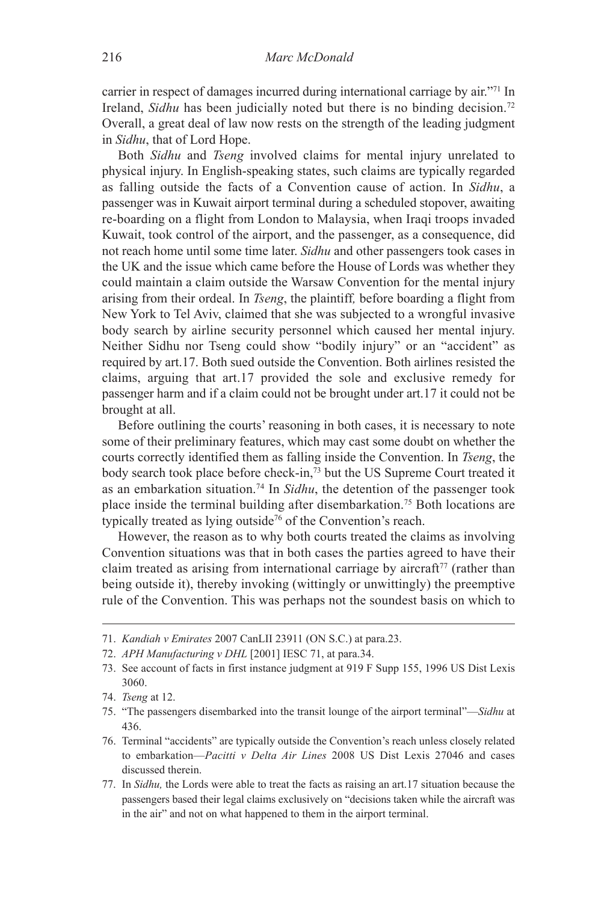carrier in respect of damages incurred during international carriage by air."[71] In Ireland, *Sidhu* has been judicially noted but there is no binding decision.[72] Overall, a great deal of law now rests on the strength of the leading judgment in *Sidhu*, that of Lord Hope.

Both *Sidhu* and *Tseng* involved claims for mental injury unrelated to physical injury. In English-speaking states, such claims are typically regarded as falling outside the facts of a Convention cause of action. In *Sidhu*, a passenger was in Kuwait airport terminal during a scheduled stopover, awaiting re-boarding on a flight from London to Malaysia, when Iraqi troops invaded Kuwait, took control of the airport, and the passenger, as a consequence, did not reach home until some time later. *Sidhu* and other passengers took cases in the UK and the issue which came before the House of Lords was whether they could maintain a claim outside the Warsaw Convention for the mental injury arising from their ordeal. In *Tseng*, the plaintiff, before boarding a flight from New York to Tel Aviv, claimed that she was subjected to a wrongful invasive body search by airline security personnel which caused her mental injury. Neither Sidhu nor Tseng could show "bodily injury" or an "accident" as required by art.17. Both sued outside the Convention. Both airlines resisted the claims, arguing that art.17 provided the sole and exclusive remedy for passenger harm and if a claim could not be brought under art.17 it could not be brought at all.

Before outlining the courts' reasoning in both cases, it is necessary to note some of their preliminary features, which may cast some doubt on whether the courts correctly identified them as falling inside the Convention. In *Tseng*, the body search took place before check-in,[73] but the US Supreme Court treated it as an embarkation situation.[74] In *Sidhu*, the detention of the passenger took place inside the terminal building after disembarkation.[75] Both locations are typically treated as lying outside[76] of the Convention's reach.

However, the reason as to why both courts treated the claims as involving Convention situations was that in both cases the parties agreed to have their claim treated as arising from international carriage by aircraft[77] (rather than being outside it), thereby invoking (wittingly or unwittingly) the preemptive rule of the Convention. This was perhaps not the soundest basis on which to

---

71. *Kandiah v Emirates* 2007 CanLII 23911 (ON S.C.) at para.23.

72. *APH Manufacturing v DHL* [2001] IESC 71, at para.34.

73. See account of facts in first instance judgment at 919 F Supp 155, 1996 US Dist Lexis 3060.

74. *Tseng* at 12.

75. "The passengers disembarked into the transit lounge of the airport terminal"—*Sidhu* at 436.

76. Terminal "accidents" are typically outside the Convention's reach unless closely related to embarkation—*Pacitti v Delta Air Lines* 2008 US Dist Lexis 27046 and cases discussed therein.

77. In *Sidhu,* the Lords were able to treat the facts as raising an art.17 situation because the passengers based their legal claims exclusively on "decisions taken while the aircraft was in the air" and not on what happened to them in the airport terminal.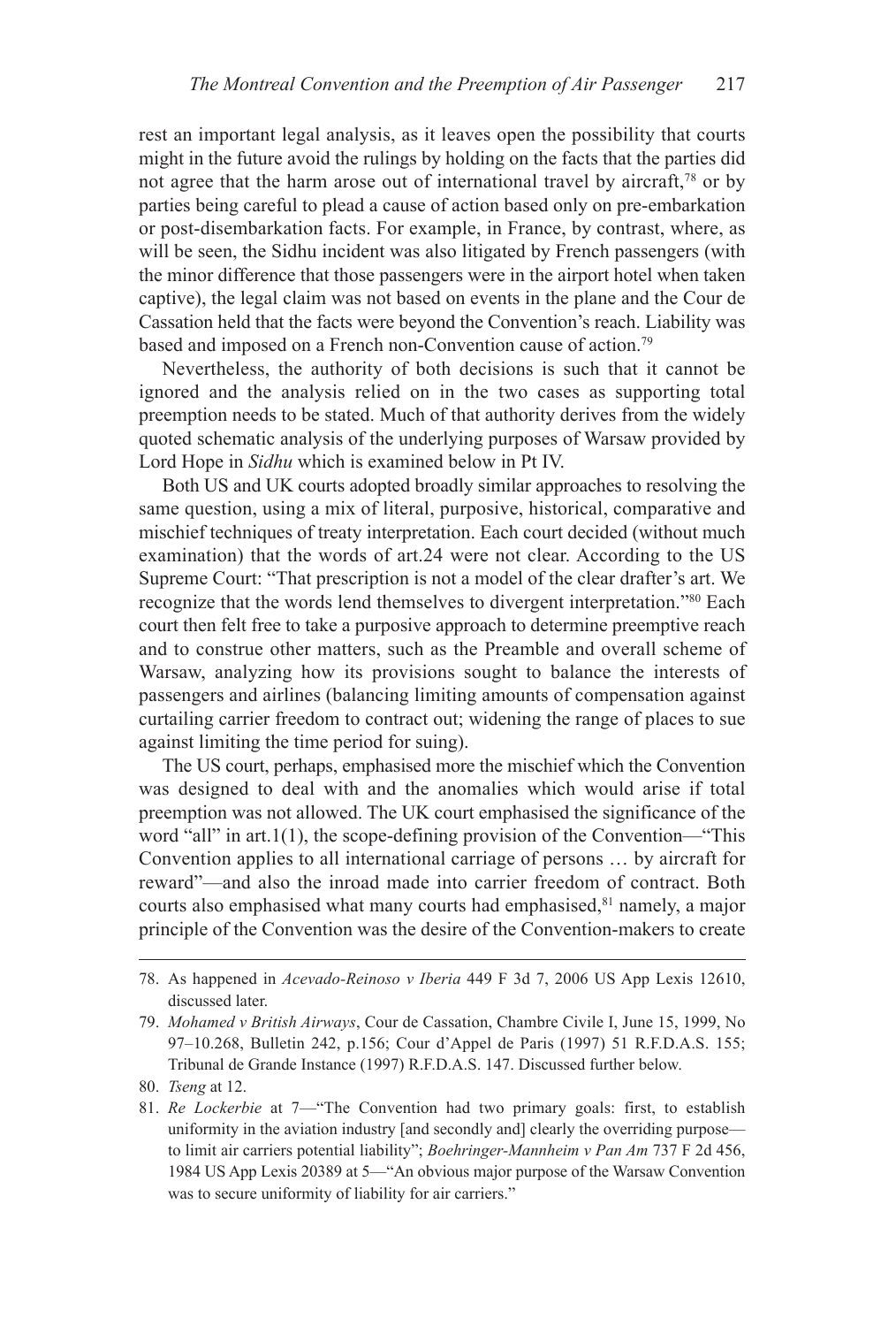rest an important legal analysis, as it leaves open the possibility that courts might in the future avoid the rulings by holding on the facts that the parties did not agree that the harm arose out of international travel by aircraft,[78] or by parties being careful to plead a cause of action based only on pre-embarkation or post-disembarkation facts. For example, in France, by contrast, where, as will be seen, the Sidhu incident was also litigated by French passengers (with the minor difference that those passengers were in the airport hotel when taken captive), the legal claim was not based on events in the plane and the Cour de Cassation held that the facts were beyond the Convention's reach. Liability was based and imposed on a French non-Convention cause of action.[79]

Nevertheless, the authority of both decisions is such that it cannot be ignored and the analysis relied on in the two cases as supporting total preemption needs to be stated. Much of that authority derives from the widely quoted schematic analysis of the underlying purposes of Warsaw provided by Lord Hope in *Sidhu* which is examined below in Pt IV.

Both US and UK courts adopted broadly similar approaches to resolving the same question, using a mix of literal, purposive, historical, comparative and mischief techniques of treaty interpretation. Each court decided (without much examination) that the words of art.24 were not clear. According to the US Supreme Court: "That prescription is not a model of the clear drafter's art. We recognize that the words lend themselves to divergent interpretation."[80] Each court then felt free to take a purposive approach to determine preemptive reach and to construe other matters, such as the Preamble and overall scheme of Warsaw, analyzing how its provisions sought to balance the interests of passengers and airlines (balancing limiting amounts of compensation against curtailing carrier freedom to contract out; widening the range of places to sue against limiting the time period for suing).

The US court, perhaps, emphasised more the mischief which the Convention was designed to deal with and the anomalies which would arise if total preemption was not allowed. The UK court emphasised the significance of the word "all" in art.1(1), the scope-defining provision of the Convention—"This Convention applies to all international carriage of persons … by aircraft for reward"—and also the inroad made into carrier freedom of contract. Both courts also emphasised what many courts had emphasised,[81] namely, a major principle of the Convention was the desire of the Convention-makers to create

---

78. As happened in *Acevado-Reinoso v Iberia* 449 F 3d 7, 2006 US App Lexis 12610, discussed later.

79. *Mohamed v British Airways*, Cour de Cassation, Chambre Civile I, June 15, 1999, No 97–10.268, Bulletin 242, p.156; Cour d'Appel de Paris (1997) 51 R.F.D.A.S. 155; Tribunal de Grande Instance (1997) R.F.D.A.S. 147. Discussed further below.

80. *Tseng* at 12.

81. *Re Lockerbie* at 7—"The Convention had two primary goals: first, to establish uniformity in the aviation industry [and secondly and] clearly the overriding purpose—to limit air carriers potential liability"; *Boehringer-Mannheim v Pan Am* 737 F 2d 456, 1984 US App Lexis 20389 at 5—"An obvious major purpose of the Warsaw Convention was to secure uniformity of liability for air carriers."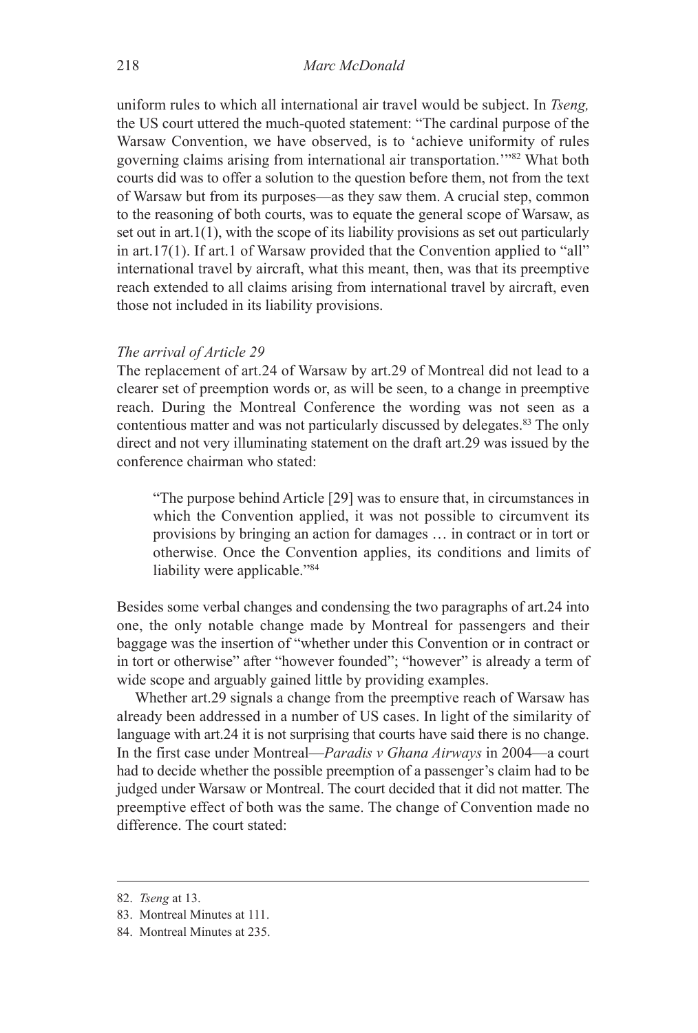uniform rules to which all international air travel would be subject. In *Tseng,* the US court uttered the much-quoted statement: "The cardinal purpose of the Warsaw Convention, we have observed, is to 'achieve uniformity of rules governing claims arising from international air transportation.'"[82] What both courts did was to offer a solution to the question before them, not from the text of Warsaw but from its purposes—as they saw them. A crucial step, common to the reasoning of both courts, was to equate the general scope of Warsaw, as set out in art.1(1), with the scope of its liability provisions as set out particularly in art.17(1). If art.1 of Warsaw provided that the Convention applied to "all" international travel by aircraft, what this meant, then, was that its preemptive reach extended to all claims arising from international travel by aircraft, even those not included in its liability provisions.

*The arrival of Article 29*

The replacement of art.24 of Warsaw by art.29 of Montreal did not lead to a clearer set of preemption words or, as will be seen, to a change in preemptive reach. During the Montreal Conference the wording was not seen as a contentious matter and was not particularly discussed by delegates.[83] The only direct and not very illuminating statement on the draft art.29 was issued by the conference chairman who stated:

> "The purpose behind Article [29] was to ensure that, in circumstances in which the Convention applied, it was not possible to circumvent its provisions by bringing an action for damages … in contract or in tort or otherwise. Once the Convention applies, its conditions and limits of liability were applicable."[84]

Besides some verbal changes and condensing the two paragraphs of art.24 into one, the only notable change made by Montreal for passengers and their baggage was the insertion of "whether under this Convention or in contract or in tort or otherwise" after "however founded"; "however" is already a term of wide scope and arguably gained little by providing examples.

Whether art.29 signals a change from the preemptive reach of Warsaw has already been addressed in a number of US cases. In light of the similarity of language with art.24 it is not surprising that courts have said there is no change. In the first case under Montreal—*Paradis v Ghana Airways* in 2004—a court had to decide whether the possible preemption of a passenger's claim had to be judged under Warsaw or Montreal. The court decided that it did not matter. The preemptive effect of both was the same. The change of Convention made no difference. The court stated:

---

82. *Tseng* at 13.

83. Montreal Minutes at 111.

84. Montreal Minutes at 235.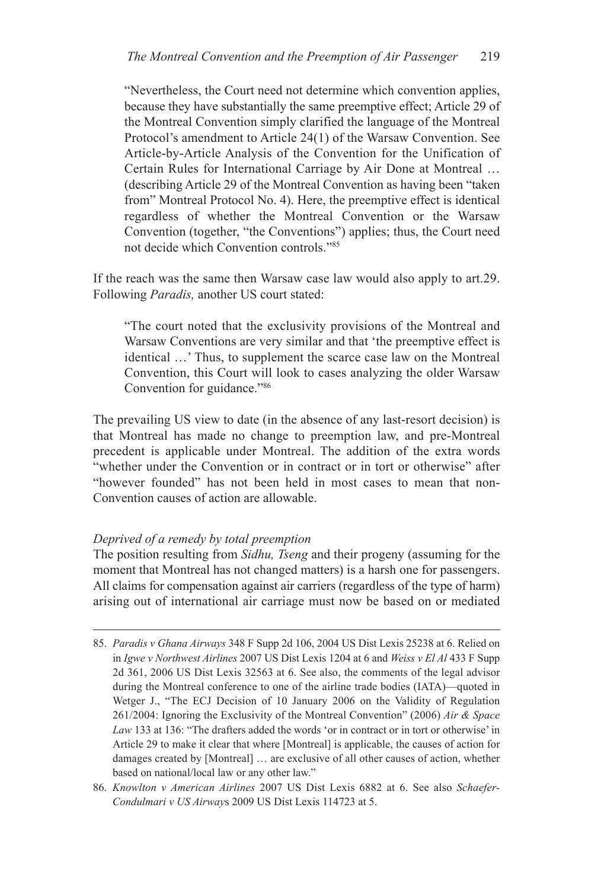> "Nevertheless, the Court need not determine which convention applies, because they have substantially the same preemptive effect; Article 29 of the Montreal Convention simply clarified the language of the Montreal Protocol's amendment to Article 24(1) of the Warsaw Convention. See Article-by-Article Analysis of the Convention for the Unification of Certain Rules for International Carriage by Air Done at Montreal … (describing Article 29 of the Montreal Convention as having been "taken from" Montreal Protocol No. 4). Here, the preemptive effect is identical regardless of whether the Montreal Convention or the Warsaw Convention (together, "the Conventions") applies; thus, the Court need not decide which Convention controls."[85]

If the reach was the same then Warsaw case law would also apply to art.29. Following *Paradis,* another US court stated:

> "The court noted that the exclusivity provisions of the Montreal and Warsaw Conventions are very similar and that 'the preemptive effect is identical …' Thus, to supplement the scarce case law on the Montreal Convention, this Court will look to cases analyzing the older Warsaw Convention for guidance."[86]

The prevailing US view to date (in the absence of any last-resort decision) is that Montreal has made no change to preemption law, and pre-Montreal precedent is applicable under Montreal. The addition of the extra words "whether under the Convention or in contract or in tort or otherwise" after "however founded" has not been held in most cases to mean that non-Convention causes of action are allowable.

*Deprived of a remedy by total preemption*

The position resulting from *Sidhu, Tseng* and their progeny (assuming for the moment that Montreal has not changed matters) is a harsh one for passengers. All claims for compensation against air carriers (regardless of the type of harm) arising out of international air carriage must now be based on or mediated

---

85. *Paradis v Ghana Airways* 348 F Supp 2d 106, 2004 US Dist Lexis 25238 at 6. Relied on in *Igwe v Northwest Airlines* 2007 US Dist Lexis 1204 at 6 and *Weiss v El Al* 433 F Supp 2d 361, 2006 US Dist Lexis 32563 at 6. See also, the comments of the legal advisor during the Montreal conference to one of the airline trade bodies (IATA)—quoted in Wetger J., "The ECJ Decision of 10 January 2006 on the Validity of Regulation 261/2004: Ignoring the Exclusivity of the Montreal Convention" (2006) *Air & Space Law* 133 at 136: "The drafters added the words 'or in contract or in tort or otherwise' in Article 29 to make it clear that where [Montreal] is applicable, the causes of action for damages created by [Montreal] … are exclusive of all other causes of action, whether based on national/local law or any other law."

86. *Knowlton v American Airlines* 2007 US Dist Lexis 6882 at 6. See also *Schaefer-Condulmari v US Airways* 2009 US Dist Lexis 114723 at 5.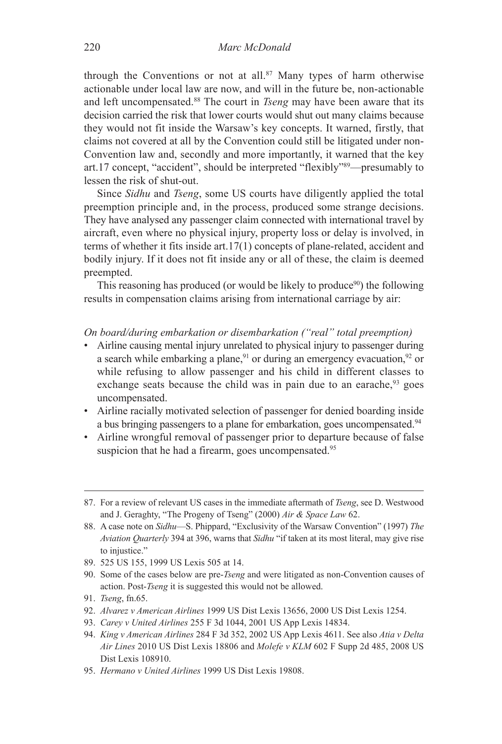through the Conventions or not at all.[87] Many types of harm otherwise actionable under local law are now, and will in the future be, non-actionable and left uncompensated.[88] The court in *Tseng* may have been aware that its decision carried the risk that lower courts would shut out many claims because they would not fit inside the Warsaw's key concepts. It warned, firstly, that claims not covered at all by the Convention could still be litigated under non-Convention law and, secondly and more importantly, it warned that the key art.17 concept, "accident", should be interpreted "flexibly"[89]—presumably to lessen the risk of shut-out.

Since *Sidhu* and *Tseng*, some US courts have diligently applied the total preemption principle and, in the process, produced some strange decisions. They have analysed any passenger claim connected with international travel by aircraft, even where no physical injury, property loss or delay is involved, in terms of whether it fits inside art.17(1) concepts of plane-related, accident and bodily injury. If it does not fit inside any or all of these, the claim is deemed preempted.

This reasoning has produced (or would be likely to produce[90]) the following results in compensation claims arising from international carriage by air:

*On board/during embarkation or disembarkation ("real" total preemption)*

- Airline causing mental injury unrelated to physical injury to passenger during a search while embarking a plane,[91] or during an emergency evacuation,[92] or while refusing to allow passenger and his child in different classes to exchange seats because the child was in pain due to an earache,[93] goes uncompensated.
- Airline racially motivated selection of passenger for denied boarding inside a bus bringing passengers to a plane for embarkation, goes uncompensated.[94]
- Airline wrongful removal of passenger prior to departure because of false suspicion that he had a firearm, goes uncompensated.[95]

---

87. For a review of relevant US cases in the immediate aftermath of *Tseng*, see D. Westwood and J. Geraghty, "The Progeny of Tseng" (2000) *Air & Space Law* 62.
88. A case note on *Sidhu*—S. Phippard, "Exclusivity of the Warsaw Convention" (1997) *The Aviation Quarterly* 394 at 396, warns that *Sidhu* "if taken at its most literal, may give rise to injustice."
89. 525 US 155, 1999 US Lexis 505 at 14.
90. Some of the cases below are pre-*Tseng* and were litigated as non-Convention causes of action. Post-*Tseng* it is suggested this would not be allowed.
91. *Tseng*, fn.65.
92. *Alvarez v American Airlines* 1999 US Dist Lexis 13656, 2000 US Dist Lexis 1254.
93. *Carey v United Airlines* 255 F 3d 1044, 2001 US App Lexis 14834.
94. *King v American Airlines* 284 F 3d 352, 2002 US App Lexis 4611. See also *Atia v Delta Air Lines* 2010 US Dist Lexis 18806 and *Molefe v KLM* 602 F Supp 2d 485, 2008 US Dist Lexis 108910.
95. *Hermano v United Airlines* 1999 US Dist Lexis 19808.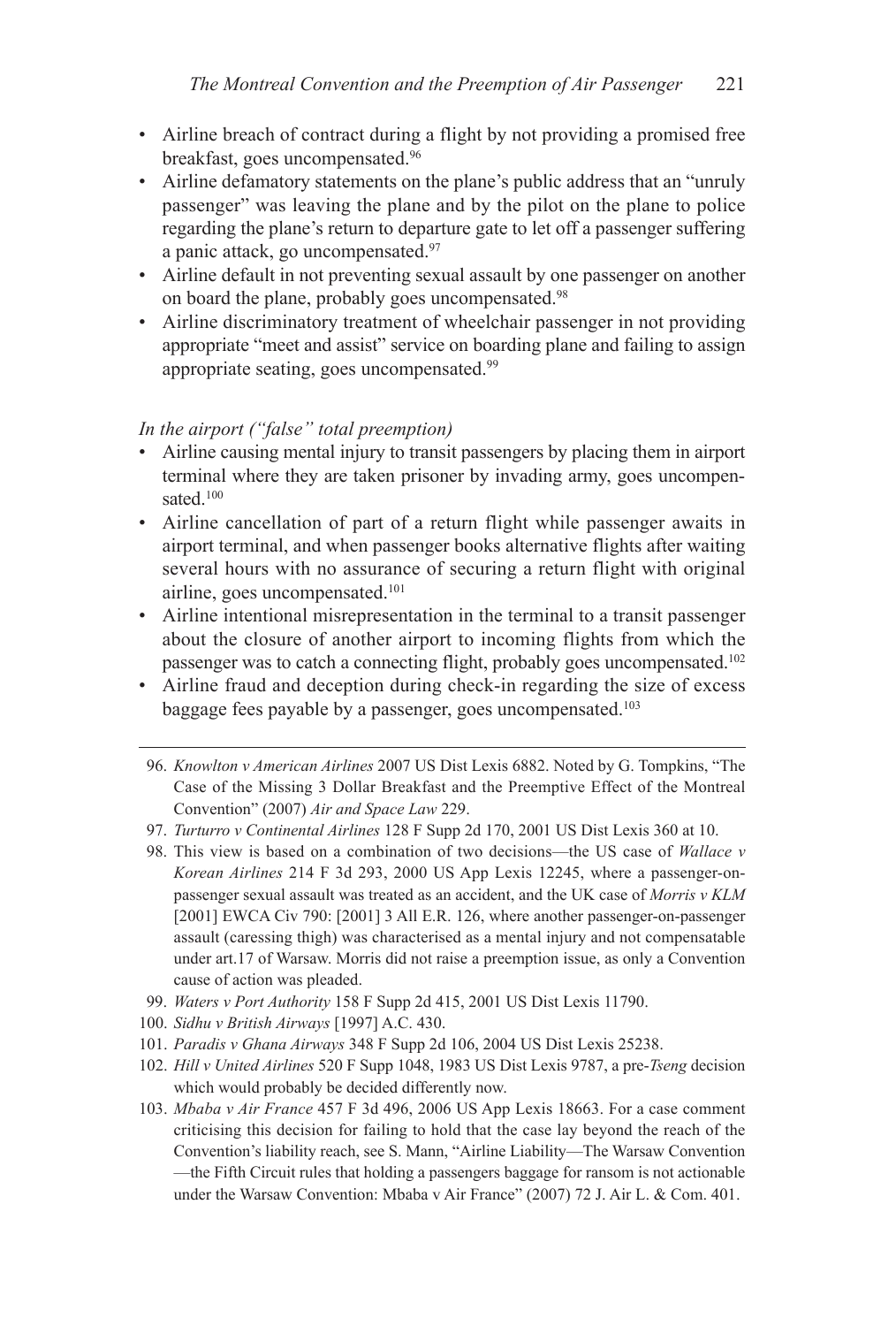- Airline breach of contract during a flight by not providing a promised free breakfast, goes uncompensated.[96]
- Airline defamatory statements on the plane's public address that an "unruly passenger" was leaving the plane and by the pilot on the plane to police regarding the plane's return to departure gate to let off a passenger suffering a panic attack, go uncompensated.[97]
- Airline default in not preventing sexual assault by one passenger on another on board the plane, probably goes uncompensated.[98]
- Airline discriminatory treatment of wheelchair passenger in not providing appropriate "meet and assist" service on boarding plane and failing to assign appropriate seating, goes uncompensated.[99]

*In the airport ("false" total preemption)*

- Airline causing mental injury to transit passengers by placing them in airport terminal where they are taken prisoner by invading army, goes uncompensated.[100]
- Airline cancellation of part of a return flight while passenger awaits in airport terminal, and when passenger books alternative flights after waiting several hours with no assurance of securing a return flight with original airline, goes uncompensated.[101]
- Airline intentional misrepresentation in the terminal to a transit passenger about the closure of another airport to incoming flights from which the passenger was to catch a connecting flight, probably goes uncompensated.[102]
- Airline fraud and deception during check-in regarding the size of excess baggage fees payable by a passenger, goes uncompensated.[103]

---

96. *Knowlton v American Airlines* 2007 US Dist Lexis 6882. Noted by G. Tompkins, "The Case of the Missing 3 Dollar Breakfast and the Preemptive Effect of the Montreal Convention" (2007) *Air and Space Law* 229.
97. *Turturro v Continental Airlines* 128 F Supp 2d 170, 2001 US Dist Lexis 360 at 10.
98. This view is based on a combination of two decisions—the US case of *Wallace v Korean Airlines* 214 F 3d 293, 2000 US App Lexis 12245, where a passenger-on-passenger sexual assault was treated as an accident, and the UK case of *Morris v KLM* [2001] EWCA Civ 790: [2001] 3 All E.R. 126, where another passenger-on-passenger assault (caressing thigh) was characterised as a mental injury and not compensatable under art.17 of Warsaw. Morris did not raise a preemption issue, as only a Convention cause of action was pleaded.
99. *Waters v Port Authority* 158 F Supp 2d 415, 2001 US Dist Lexis 11790.
100. *Sidhu v British Airways* [1997] A.C. 430.
101. *Paradis v Ghana Airways* 348 F Supp 2d 106, 2004 US Dist Lexis 25238.
102. *Hill v United Airlines* 520 F Supp 1048, 1983 US Dist Lexis 9787, a pre-*Tseng* decision which would probably be decided differently now.
103. *Mbaba v Air France* 457 F 3d 496, 2006 US App Lexis 18663. For a case comment criticising this decision for failing to hold that the case lay beyond the reach of the Convention's liability reach, see S. Mann, "Airline Liability—The Warsaw Convention—the Fifth Circuit rules that holding a passengers baggage for ransom is not actionable under the Warsaw Convention: Mbaba v Air France" (2007) 72 J. Air L. & Com. 401.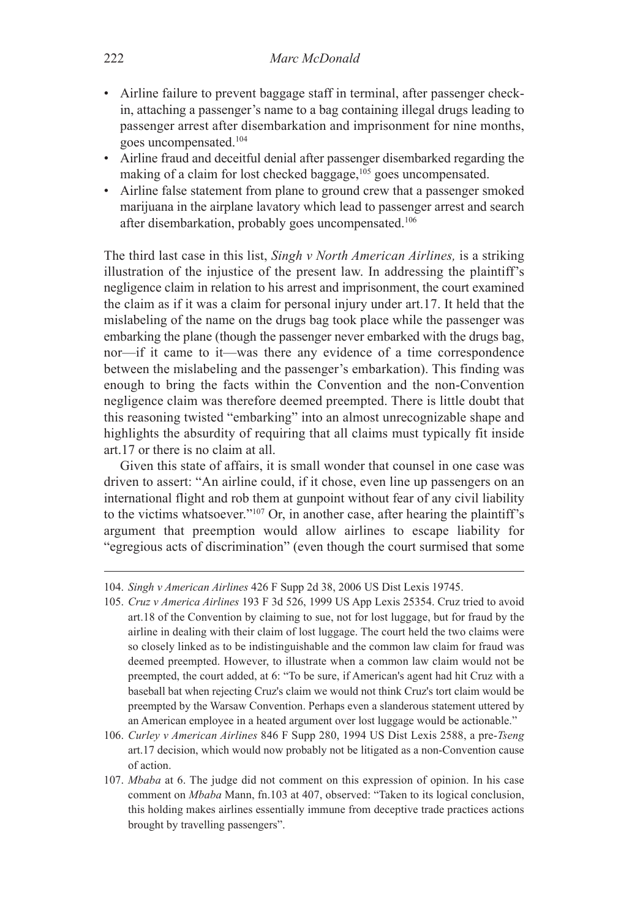- Airline failure to prevent baggage staff in terminal, after passenger check-in, attaching a passenger's name to a bag containing illegal drugs leading to passenger arrest after disembarkation and imprisonment for nine months, goes uncompensated.[104]
- Airline fraud and deceitful denial after passenger disembarked regarding the making of a claim for lost checked baggage,[105] goes uncompensated.
- Airline false statement from plane to ground crew that a passenger smoked marijuana in the airplane lavatory which lead to passenger arrest and search after disembarkation, probably goes uncompensated.[106]

The third last case in this list, *Singh v North American Airlines,* is a striking illustration of the injustice of the present law. In addressing the plaintiff's negligence claim in relation to his arrest and imprisonment, the court examined the claim as if it was a claim for personal injury under art.17. It held that the mislabeling of the name on the drugs bag took place while the passenger was embarking the plane (though the passenger never embarked with the drugs bag, nor—if it came to it—was there any evidence of a time correspondence between the mislabeling and the passenger's embarkation). This finding was enough to bring the facts within the Convention and the non-Convention negligence claim was therefore deemed preempted. There is little doubt that this reasoning twisted "embarking" into an almost unrecognizable shape and highlights the absurdity of requiring that all claims must typically fit inside art.17 or there is no claim at all.

Given this state of affairs, it is small wonder that counsel in one case was driven to assert: "An airline could, if it chose, even line up passengers on an international flight and rob them at gunpoint without fear of any civil liability to the victims whatsoever."[107] Or, in another case, after hearing the plaintiff's argument that preemption would allow airlines to escape liability for "egregious acts of discrimination" (even though the court surmised that some

---

104. *Singh v American Airlines* 426 F Supp 2d 38, 2006 US Dist Lexis 19745.

105. *Cruz v America Airlines* 193 F 3d 526, 1999 US App Lexis 25354. Cruz tried to avoid art.18 of the Convention by claiming to sue, not for lost luggage, but for fraud by the airline in dealing with their claim of lost luggage. The court held the two claims were so closely linked as to be indistinguishable and the common law claim for fraud was deemed preempted. However, to illustrate when a common law claim would not be preempted, the court added, at 6: "To be sure, if American's agent had hit Cruz with a baseball bat when rejecting Cruz's claim we would not think Cruz's tort claim would be preempted by the Warsaw Convention. Perhaps even a slanderous statement uttered by an American employee in a heated argument over lost luggage would be actionable."

106. *Curley v American Airlines* 846 F Supp 280, 1994 US Dist Lexis 2588, a pre-*Tseng* art.17 decision, which would now probably not be litigated as a non-Convention cause of action.

107. *Mbaba* at 6. The judge did not comment on this expression of opinion. In his case comment on *Mbaba* Mann, fn.103 at 407, observed: "Taken to its logical conclusion, this holding makes airlines essentially immune from deceptive trade practices actions brought by travelling passengers".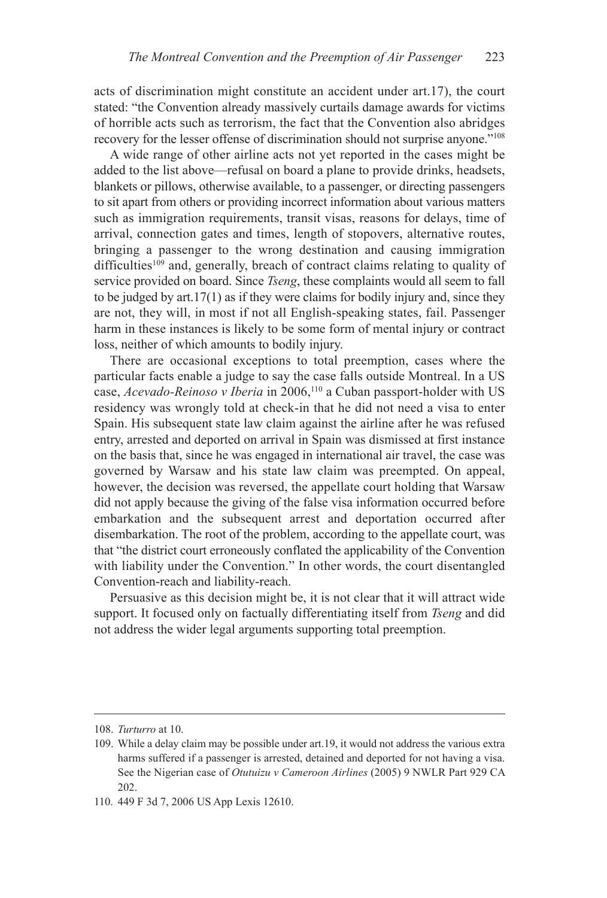acts of discrimination might constitute an accident under art.17), the court stated: "the Convention already massively curtails damage awards for victims of horrible acts such as terrorism, the fact that the Convention also abridges recovery for the lesser offense of discrimination should not surprise anyone."[108]

A wide range of other airline acts not yet reported in the cases might be added to the list above—refusal on board a plane to provide drinks, headsets, blankets or pillows, otherwise available, to a passenger, or directing passengers to sit apart from others or providing incorrect information about various matters such as immigration requirements, transit visas, reasons for delays, time of arrival, connection gates and times, length of stopovers, alternative routes, bringing a passenger to the wrong destination and causing immigration difficulties[109] and, generally, breach of contract claims relating to quality of service provided on board. Since *Tseng*, these complaints would all seem to fall to be judged by art.17(1) as if they were claims for bodily injury and, since they are not, they will, in most if not all English-speaking states, fail. Passenger harm in these instances is likely to be some form of mental injury or contract loss, neither of which amounts to bodily injury.

There are occasional exceptions to total preemption, cases where the particular facts enable a judge to say the case falls outside Montreal. In a US case, *Acevado-Reinoso v Iberia* in 2006,[110] a Cuban passport-holder with US residency was wrongly told at check-in that he did not need a visa to enter Spain. His subsequent state law claim against the airline after he was refused entry, arrested and deported on arrival in Spain was dismissed at first instance on the basis that, since he was engaged in international air travel, the case was governed by Warsaw and his state law claim was preempted. On appeal, however, the decision was reversed, the appellate court holding that Warsaw did not apply because the giving of the false visa information occurred before embarkation and the subsequent arrest and deportation occurred after disembarkation. The root of the problem, according to the appellate court, was that "the district court erroneously conflated the applicability of the Convention with liability under the Convention." In other words, the court disentangled Convention-reach and liability-reach.

Persuasive as this decision might be, it is not clear that it will attract wide support. It focused only on factually differentiating itself from *Tseng* and did not address the wider legal arguments supporting total preemption.

---

108. *Turturro* at 10.

109. While a delay claim may be possible under art.19, it would not address the various extra harms suffered if a passenger is arrested, detained and deported for not having a visa. See the Nigerian case of *Otutuizu v Cameroon Airlines* (2005) 9 NWLR Part 929 CA 202.

110. 449 F 3d 7, 2006 US App Lexis 12610.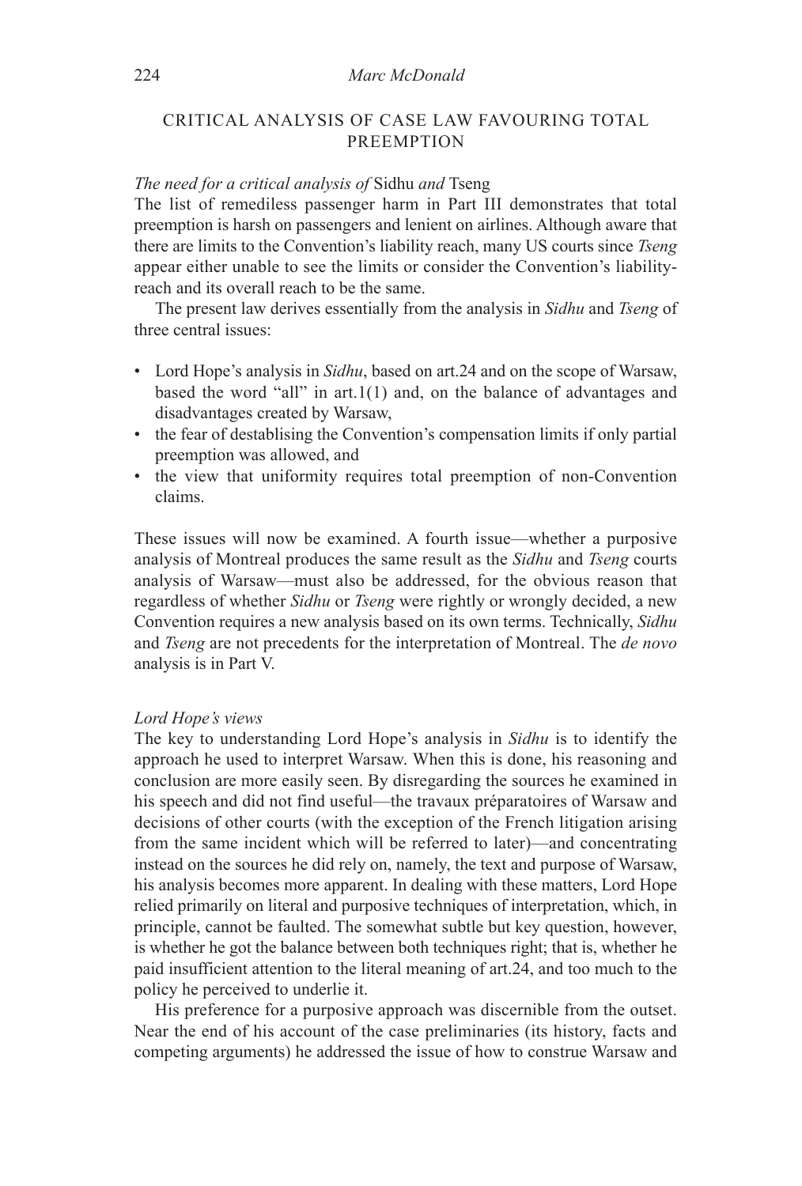## CRITICAL ANALYSIS OF CASE LAW FAVOURING TOTAL PREEMPTION

### *The need for a critical analysis of* Sidhu *and* Tseng

The list of remediless passenger harm in Part III demonstrates that total preemption is harsh on passengers and lenient on airlines. Although aware that there are limits to the Convention's liability reach, many US courts since *Tseng* appear either unable to see the limits or consider the Convention's liability-reach and its overall reach to be the same.

The present law derives essentially from the analysis in *Sidhu* and *Tseng* of three central issues:

- Lord Hope's analysis in *Sidhu*, based on art.24 and on the scope of Warsaw, based the word "all" in art.1(1) and, on the balance of advantages and disadvantages created by Warsaw,
- the fear of destablising the Convention's compensation limits if only partial preemption was allowed, and
- the view that uniformity requires total preemption of non-Convention claims.

These issues will now be examined. A fourth issue—whether a purposive analysis of Montreal produces the same result as the *Sidhu* and *Tseng* courts analysis of Warsaw—must also be addressed, for the obvious reason that regardless of whether *Sidhu* or *Tseng* were rightly or wrongly decided, a new Convention requires a new analysis based on its own terms. Technically, *Sidhu* and *Tseng* are not precedents for the interpretation of Montreal. The *de novo* analysis is in Part V.

### *Lord Hope's views*

The key to understanding Lord Hope's analysis in *Sidhu* is to identify the approach he used to interpret Warsaw. When this is done, his reasoning and conclusion are more easily seen. By disregarding the sources he examined in his speech and did not find useful—the travaux préparatoires of Warsaw and decisions of other courts (with the exception of the French litigation arising from the same incident which will be referred to later)—and concentrating instead on the sources he did rely on, namely, the text and purpose of Warsaw, his analysis becomes more apparent. In dealing with these matters, Lord Hope relied primarily on literal and purposive techniques of interpretation, which, in principle, cannot be faulted. The somewhat subtle but key question, however, is whether he got the balance between both techniques right; that is, whether he paid insufficient attention to the literal meaning of art.24, and too much to the policy he perceived to underlie it.

His preference for a purposive approach was discernible from the outset. Near the end of his account of the case preliminaries (its history, facts and competing arguments) he addressed the issue of how to construe Warsaw and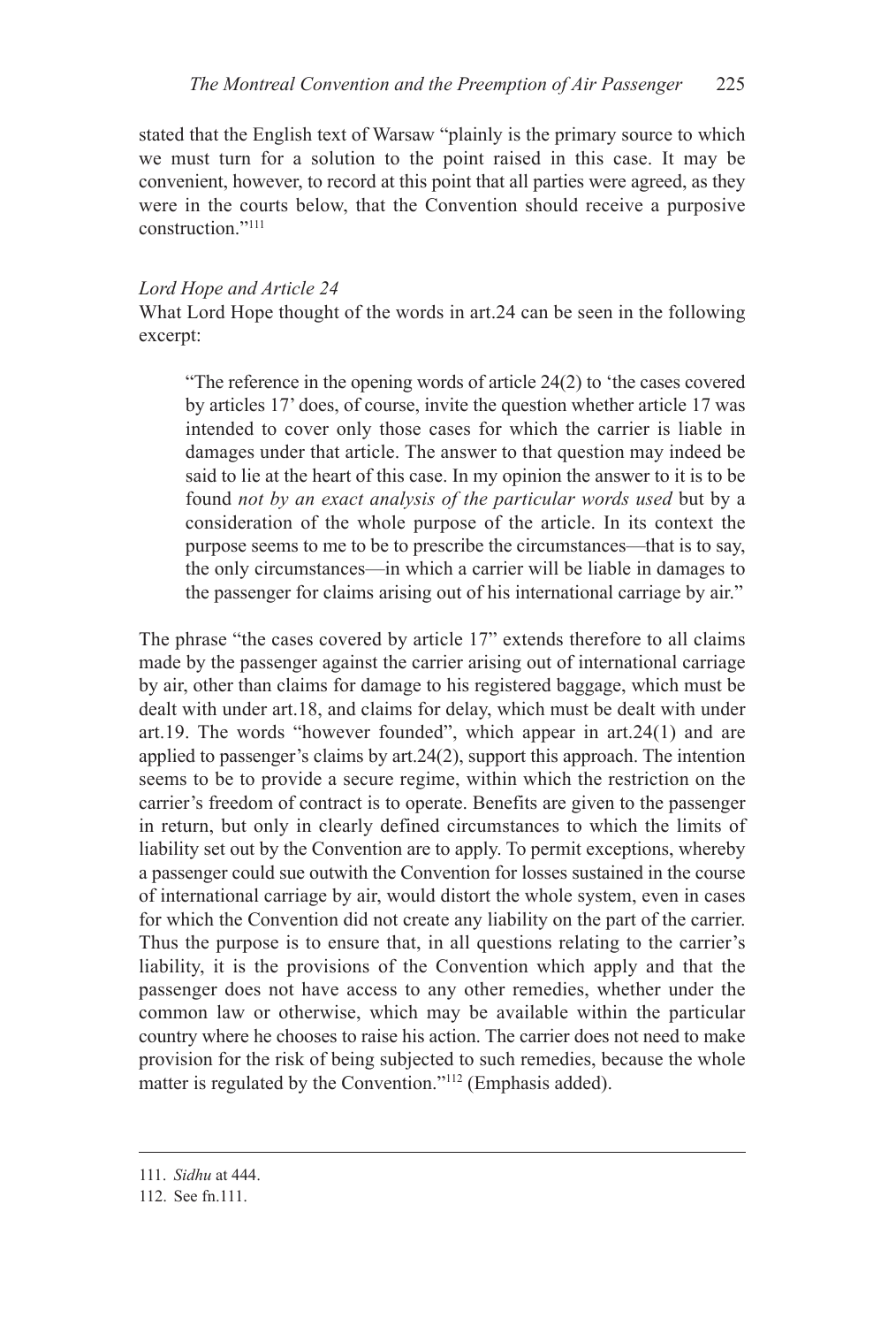stated that the English text of Warsaw "plainly is the primary source to which we must turn for a solution to the point raised in this case. It may be convenient, however, to record at this point that all parties were agreed, as they were in the courts below, that the Convention should receive a purposive construction."[111]

*Lord Hope and Article 24*

What Lord Hope thought of the words in art.24 can be seen in the following excerpt:

> "The reference in the opening words of article 24(2) to 'the cases covered by articles 17' does, of course, invite the question whether article 17 was intended to cover only those cases for which the carrier is liable in damages under that article. The answer to that question may indeed be said to lie at the heart of this case. In my opinion the answer to it is to be found *not by an exact analysis of the particular words used* but by a consideration of the whole purpose of the article. In its context the purpose seems to me to be to prescribe the circumstances—that is to say, the only circumstances—in which a carrier will be liable in damages to the passenger for claims arising out of his international carriage by air."

The phrase "the cases covered by article 17" extends therefore to all claims made by the passenger against the carrier arising out of international carriage by air, other than claims for damage to his registered baggage, which must be dealt with under art.18, and claims for delay, which must be dealt with under art.19. The words "however founded", which appear in art.24(1) and are applied to passenger's claims by art.24(2), support this approach. The intention seems to be to provide a secure regime, within which the restriction on the carrier's freedom of contract is to operate. Benefits are given to the passenger in return, but only in clearly defined circumstances to which the limits of liability set out by the Convention are to apply. To permit exceptions, whereby a passenger could sue outwith the Convention for losses sustained in the course of international carriage by air, would distort the whole system, even in cases for which the Convention did not create any liability on the part of the carrier. Thus the purpose is to ensure that, in all questions relating to the carrier's liability, it is the provisions of the Convention which apply and that the passenger does not have access to any other remedies, whether under the common law or otherwise, which may be available within the particular country where he chooses to raise his action. The carrier does not need to make provision for the risk of being subjected to such remedies, because the whole matter is regulated by the Convention."[112] (Emphasis added).

---

111. *Sidhu* at 444.
112. See fn.111.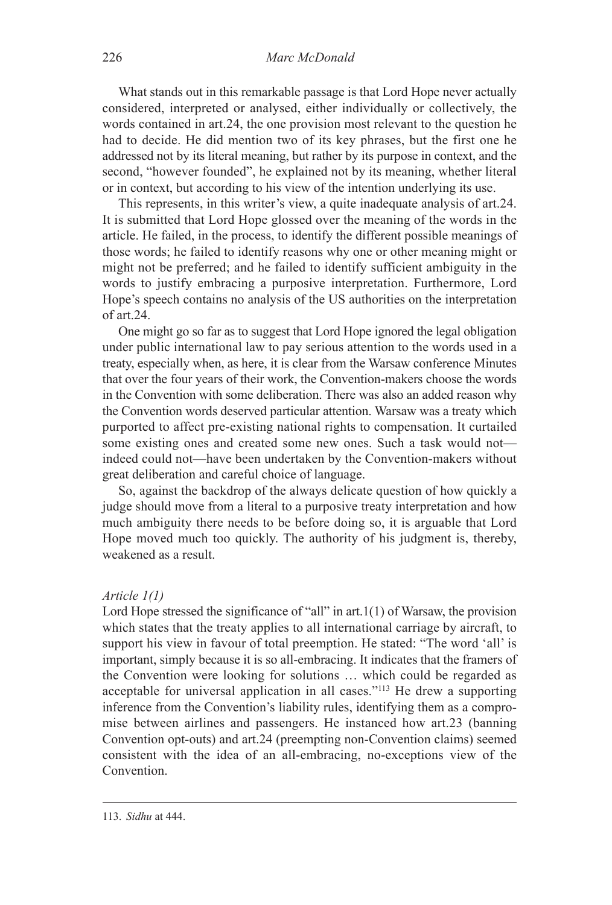What stands out in this remarkable passage is that Lord Hope never actually considered, interpreted or analysed, either individually or collectively, the words contained in art.24, the one provision most relevant to the question he had to decide. He did mention two of its key phrases, but the first one he addressed not by its literal meaning, but rather by its purpose in context, and the second, "however founded", he explained not by its meaning, whether literal or in context, but according to his view of the intention underlying its use.

This represents, in this writer's view, a quite inadequate analysis of art.24. It is submitted that Lord Hope glossed over the meaning of the words in the article. He failed, in the process, to identify the different possible meanings of those words; he failed to identify reasons why one or other meaning might or might not be preferred; and he failed to identify sufficient ambiguity in the words to justify embracing a purposive interpretation. Furthermore, Lord Hope's speech contains no analysis of the US authorities on the interpretation of art.24.

One might go so far as to suggest that Lord Hope ignored the legal obligation under public international law to pay serious attention to the words used in a treaty, especially when, as here, it is clear from the Warsaw conference Minutes that over the four years of their work, the Convention-makers choose the words in the Convention with some deliberation. There was also an added reason why the Convention words deserved particular attention. Warsaw was a treaty which purported to affect pre-existing national rights to compensation. It curtailed some existing ones and created some new ones. Such a task would not—indeed could not—have been undertaken by the Convention-makers without great deliberation and careful choice of language.

So, against the backdrop of the always delicate question of how quickly a judge should move from a literal to a purposive treaty interpretation and how much ambiguity there needs to be before doing so, it is arguable that Lord Hope moved much too quickly. The authority of his judgment is, thereby, weakened as a result.

*Article 1(1)*

Lord Hope stressed the significance of "all" in art.1(1) of Warsaw, the provision which states that the treaty applies to all international carriage by aircraft, to support his view in favour of total preemption. He stated: "The word 'all' is important, simply because it is so all-embracing. It indicates that the framers of the Convention were looking for solutions … which could be regarded as acceptable for universal application in all cases."[113] He drew a supporting inference from the Convention's liability rules, identifying them as a compromise between airlines and passengers. He instanced how art.23 (banning Convention opt-outs) and art.24 (preempting non-Convention claims) seemed consistent with the idea of an all-embracing, no-exceptions view of the Convention.

---

113. *Sidhu* at 444.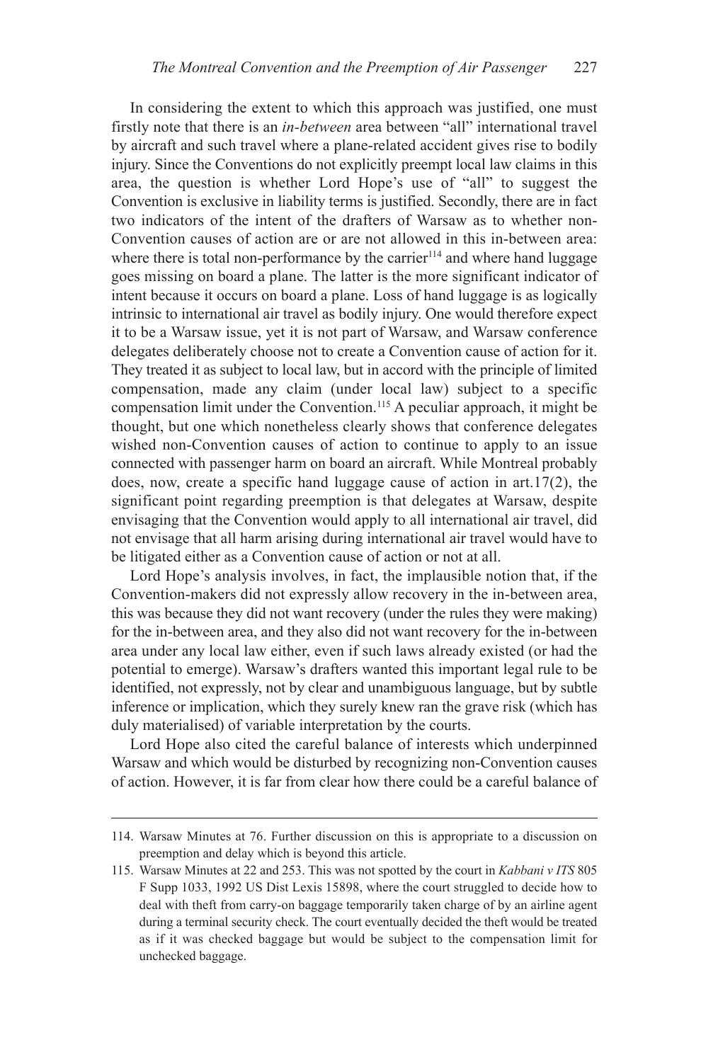In considering the extent to which this approach was justified, one must firstly note that there is an *in-between* area between "all" international travel by aircraft and such travel where a plane-related accident gives rise to bodily injury. Since the Conventions do not explicitly preempt local law claims in this area, the question is whether Lord Hope's use of "all" to suggest the Convention is exclusive in liability terms is justified. Secondly, there are in fact two indicators of the intent of the drafters of Warsaw as to whether non-Convention causes of action are or are not allowed in this in-between area: where there is total non-performance by the carrier[114] and where hand luggage goes missing on board a plane. The latter is the more significant indicator of intent because it occurs on board a plane. Loss of hand luggage is as logically intrinsic to international air travel as bodily injury. One would therefore expect it to be a Warsaw issue, yet it is not part of Warsaw, and Warsaw conference delegates deliberately choose not to create a Convention cause of action for it. They treated it as subject to local law, but in accord with the principle of limited compensation, made any claim (under local law) subject to a specific compensation limit under the Convention.[115] A peculiar approach, it might be thought, but one which nonetheless clearly shows that conference delegates wished non-Convention causes of action to continue to apply to an issue connected with passenger harm on board an aircraft. While Montreal probably does, now, create a specific hand luggage cause of action in art.17(2), the significant point regarding preemption is that delegates at Warsaw, despite envisaging that the Convention would apply to all international air travel, did not envisage that all harm arising during international air travel would have to be litigated either as a Convention cause of action or not at all.

Lord Hope's analysis involves, in fact, the implausible notion that, if the Convention-makers did not expressly allow recovery in the in-between area, this was because they did not want recovery (under the rules they were making) for the in-between area, and they also did not want recovery for the in-between area under any local law either, even if such laws already existed (or had the potential to emerge). Warsaw's drafters wanted this important legal rule to be identified, not expressly, not by clear and unambiguous language, but by subtle inference or implication, which they surely knew ran the grave risk (which has duly materialised) of variable interpretation by the courts.

Lord Hope also cited the careful balance of interests which underpinned Warsaw and which would be disturbed by recognizing non-Convention causes of action. However, it is far from clear how there could be a careful balance of

---

114. Warsaw Minutes at 76. Further discussion on this is appropriate to a discussion on preemption and delay which is beyond this article.

115. Warsaw Minutes at 22 and 253. This was not spotted by the court in *Kabbani v ITS* 805 F Supp 1033, 1992 US Dist Lexis 15898, where the court struggled to decide how to deal with theft from carry-on baggage temporarily taken charge of by an airline agent during a terminal security check. The court eventually decided the theft would be treated as if it was checked baggage but would be subject to the compensation limit for unchecked baggage.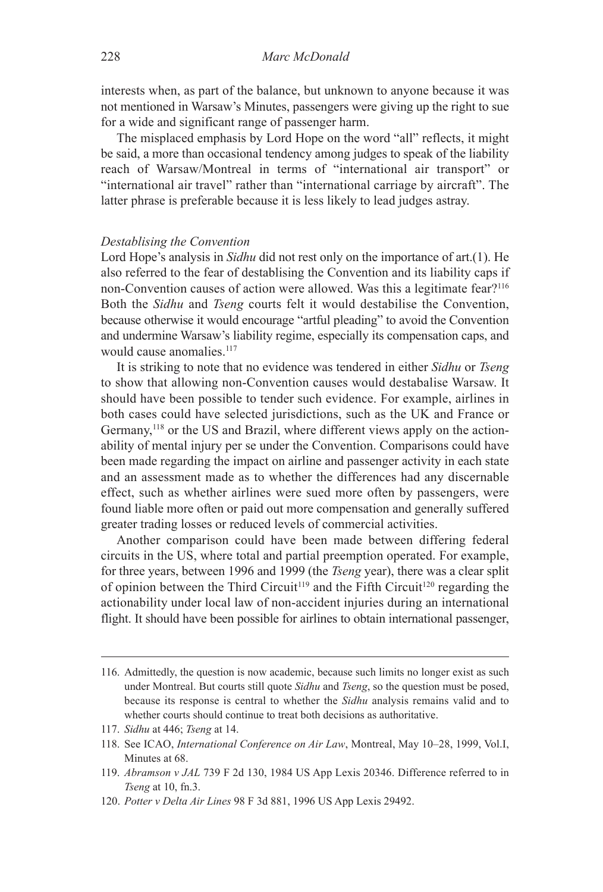interests when, as part of the balance, but unknown to anyone because it was not mentioned in Warsaw's Minutes, passengers were giving up the right to sue for a wide and significant range of passenger harm.

The misplaced emphasis by Lord Hope on the word "all" reflects, it might be said, a more than occasional tendency among judges to speak of the liability reach of Warsaw/Montreal in terms of "international air transport" or "international air travel" rather than "international carriage by aircraft". The latter phrase is preferable because it is less likely to lead judges astray.

*Destablising the Convention*

Lord Hope's analysis in *Sidhu* did not rest only on the importance of art.(1). He also referred to the fear of destablising the Convention and its liability caps if non-Convention causes of action were allowed. Was this a legitimate fear?[116] Both the *Sidhu* and *Tseng* courts felt it would destabilise the Convention, because otherwise it would encourage "artful pleading" to avoid the Convention and undermine Warsaw's liability regime, especially its compensation caps, and would cause anomalies.[117]

It is striking to note that no evidence was tendered in either *Sidhu* or *Tseng* to show that allowing non-Convention causes would destabalise Warsaw. It should have been possible to tender such evidence. For example, airlines in both cases could have selected jurisdictions, such as the UK and France or Germany,[118] or the US and Brazil, where different views apply on the actionability of mental injury per se under the Convention. Comparisons could have been made regarding the impact on airline and passenger activity in each state and an assessment made as to whether the differences had any discernable effect, such as whether airlines were sued more often by passengers, were found liable more often or paid out more compensation and generally suffered greater trading losses or reduced levels of commercial activities.

Another comparison could have been made between differing federal circuits in the US, where total and partial preemption operated. For example, for three years, between 1996 and 1999 (the *Tseng* year), there was a clear split of opinion between the Third Circuit[119] and the Fifth Circuit[120] regarding the actionability under local law of non-accident injuries during an international flight. It should have been possible for airlines to obtain international passenger,

---

116. Admittedly, the question is now academic, because such limits no longer exist as such under Montreal. But courts still quote *Sidhu* and *Tseng*, so the question must be posed, because its response is central to whether the *Sidhu* analysis remains valid and to whether courts should continue to treat both decisions as authoritative.

117. *Sidhu* at 446; *Tseng* at 14.

118. See ICAO, *International Conference on Air Law*, Montreal, May 10–28, 1999, Vol.I, Minutes at 68.

119. *Abramson v JAL* 739 F 2d 130, 1984 US App Lexis 20346. Difference referred to in *Tseng* at 10, fn.3.

120. *Potter v Delta Air Lines* 98 F 3d 881, 1996 US App Lexis 29492.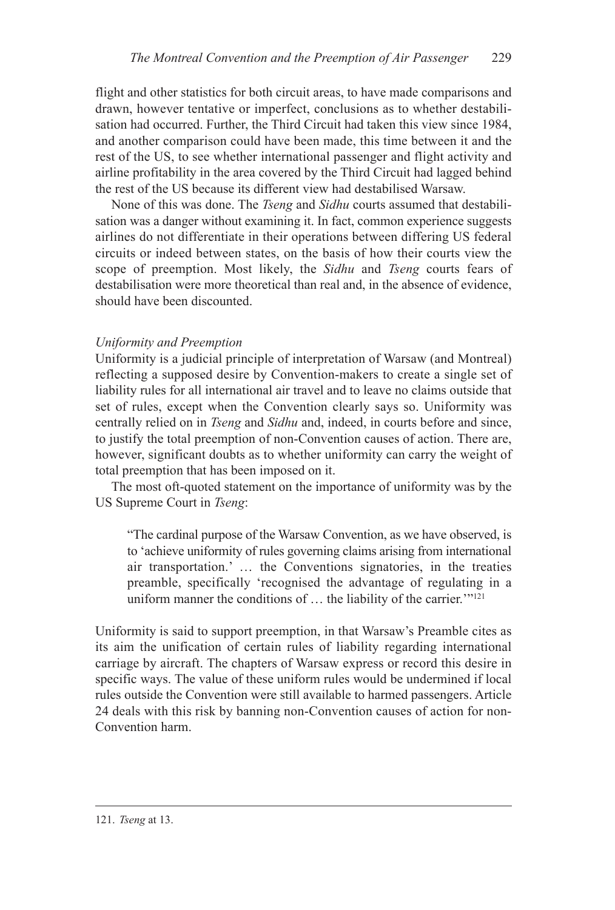flight and other statistics for both circuit areas, to have made comparisons and drawn, however tentative or imperfect, conclusions as to whether destabilisation had occurred. Further, the Third Circuit had taken this view since 1984, and another comparison could have been made, this time between it and the rest of the US, to see whether international passenger and flight activity and airline profitability in the area covered by the Third Circuit had lagged behind the rest of the US because its different view had destabilised Warsaw.

None of this was done. The *Tseng* and *Sidhu* courts assumed that destabilisation was a danger without examining it. In fact, common experience suggests airlines do not differentiate in their operations between differing US federal circuits or indeed between states, on the basis of how their courts view the scope of preemption. Most likely, the *Sidhu* and *Tseng* courts fears of destabilisation were more theoretical than real and, in the absence of evidence, should have been discounted.

*Uniformity and Preemption*

Uniformity is a judicial principle of interpretation of Warsaw (and Montreal) reflecting a supposed desire by Convention-makers to create a single set of liability rules for all international air travel and to leave no claims outside that set of rules, except when the Convention clearly says so. Uniformity was centrally relied on in *Tseng* and *Sidhu* and, indeed, in courts before and since, to justify the total preemption of non-Convention causes of action. There are, however, significant doubts as to whether uniformity can carry the weight of total preemption that has been imposed on it.

The most oft-quoted statement on the importance of uniformity was by the US Supreme Court in *Tseng*:

> "The cardinal purpose of the Warsaw Convention, as we have observed, is to 'achieve uniformity of rules governing claims arising from international air transportation.' … the Conventions signatories, in the treaties preamble, specifically 'recognised the advantage of regulating in a uniform manner the conditions of … the liability of the carrier.'"[121]

Uniformity is said to support preemption, in that Warsaw's Preamble cites as its aim the unification of certain rules of liability regarding international carriage by aircraft. The chapters of Warsaw express or record this desire in specific ways. The value of these uniform rules would be undermined if local rules outside the Convention were still available to harmed passengers. Article 24 deals with this risk by banning non-Convention causes of action for non-Convention harm.

---

121. *Tseng* at 13.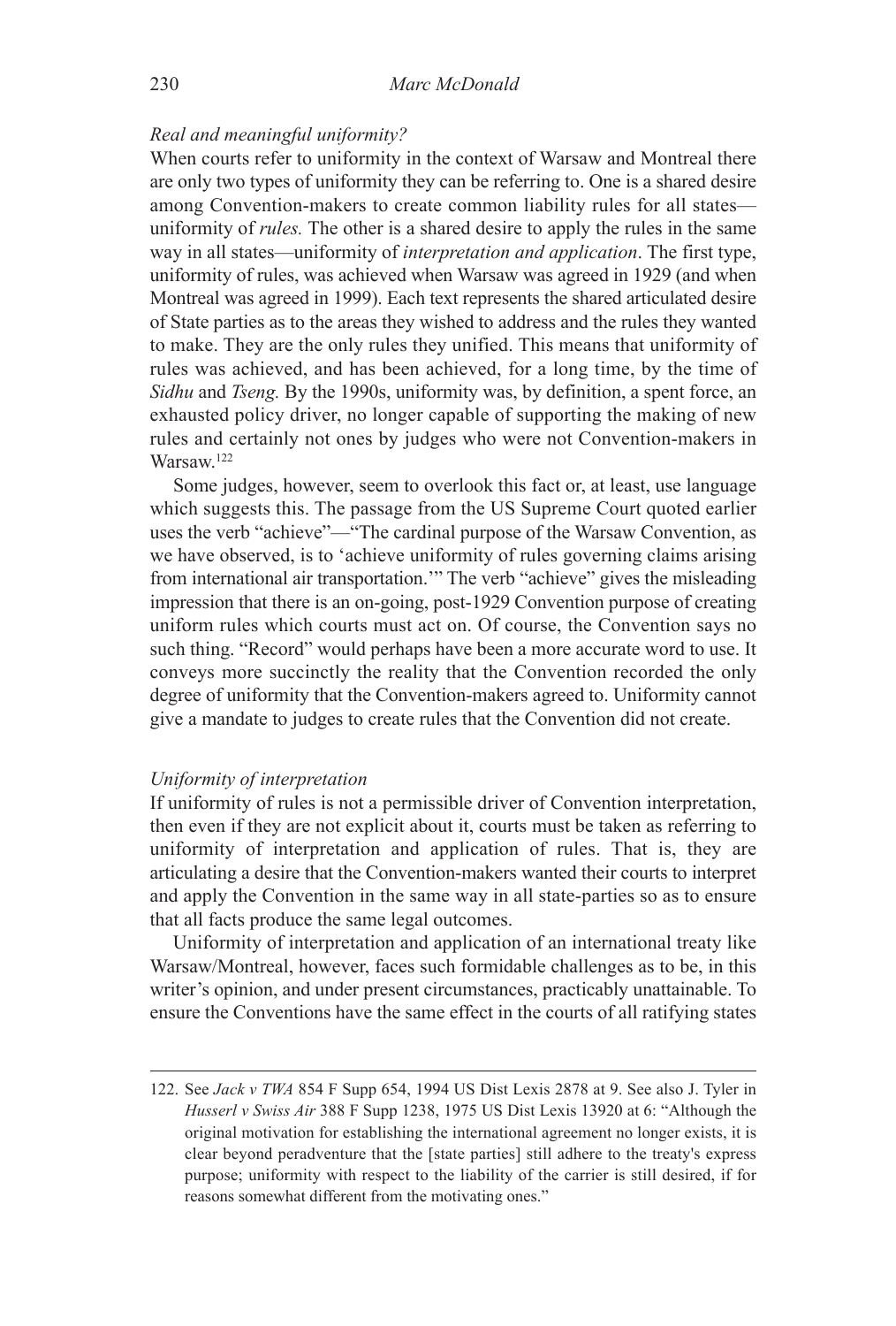*Real and meaningful uniformity?*

When courts refer to uniformity in the context of Warsaw and Montreal there are only two types of uniformity they can be referring to. One is a shared desire among Convention-makers to create common liability rules for all states—uniformity of *rules.* The other is a shared desire to apply the rules in the same way in all states—uniformity of *interpretation and application*. The first type, uniformity of rules, was achieved when Warsaw was agreed in 1929 (and when Montreal was agreed in 1999). Each text represents the shared articulated desire of State parties as to the areas they wished to address and the rules they wanted to make. They are the only rules they unified. This means that uniformity of rules was achieved, and has been achieved, for a long time, by the time of *Sidhu* and *Tseng.* By the 1990s, uniformity was, by definition, a spent force, an exhausted policy driver, no longer capable of supporting the making of new rules and certainly not ones by judges who were not Convention-makers in Warsaw.[122]

Some judges, however, seem to overlook this fact or, at least, use language which suggests this. The passage from the US Supreme Court quoted earlier uses the verb "achieve"—"The cardinal purpose of the Warsaw Convention, as we have observed, is to 'achieve uniformity of rules governing claims arising from international air transportation.'" The verb "achieve" gives the misleading impression that there is an on-going, post-1929 Convention purpose of creating uniform rules which courts must act on. Of course, the Convention says no such thing. "Record" would perhaps have been a more accurate word to use. It conveys more succinctly the reality that the Convention recorded the only degree of uniformity that the Convention-makers agreed to. Uniformity cannot give a mandate to judges to create rules that the Convention did not create.

*Uniformity of interpretation*

If uniformity of rules is not a permissible driver of Convention interpretation, then even if they are not explicit about it, courts must be taken as referring to uniformity of interpretation and application of rules. That is, they are articulating a desire that the Convention-makers wanted their courts to interpret and apply the Convention in the same way in all state-parties so as to ensure that all facts produce the same legal outcomes.

Uniformity of interpretation and application of an international treaty like Warsaw/Montreal, however, faces such formidable challenges as to be, in this writer's opinion, and under present circumstances, practicably unattainable. To ensure the Conventions have the same effect in the courts of all ratifying states

---

122. See *Jack v TWA* 854 F Supp 654, 1994 US Dist Lexis 2878 at 9. See also J. Tyler in *Husserl v Swiss Air* 388 F Supp 1238, 1975 US Dist Lexis 13920 at 6: "Although the original motivation for establishing the international agreement no longer exists, it is clear beyond peradventure that the [state parties] still adhere to the treaty's express purpose; uniformity with respect to the liability of the carrier is still desired, if for reasons somewhat different from the motivating ones."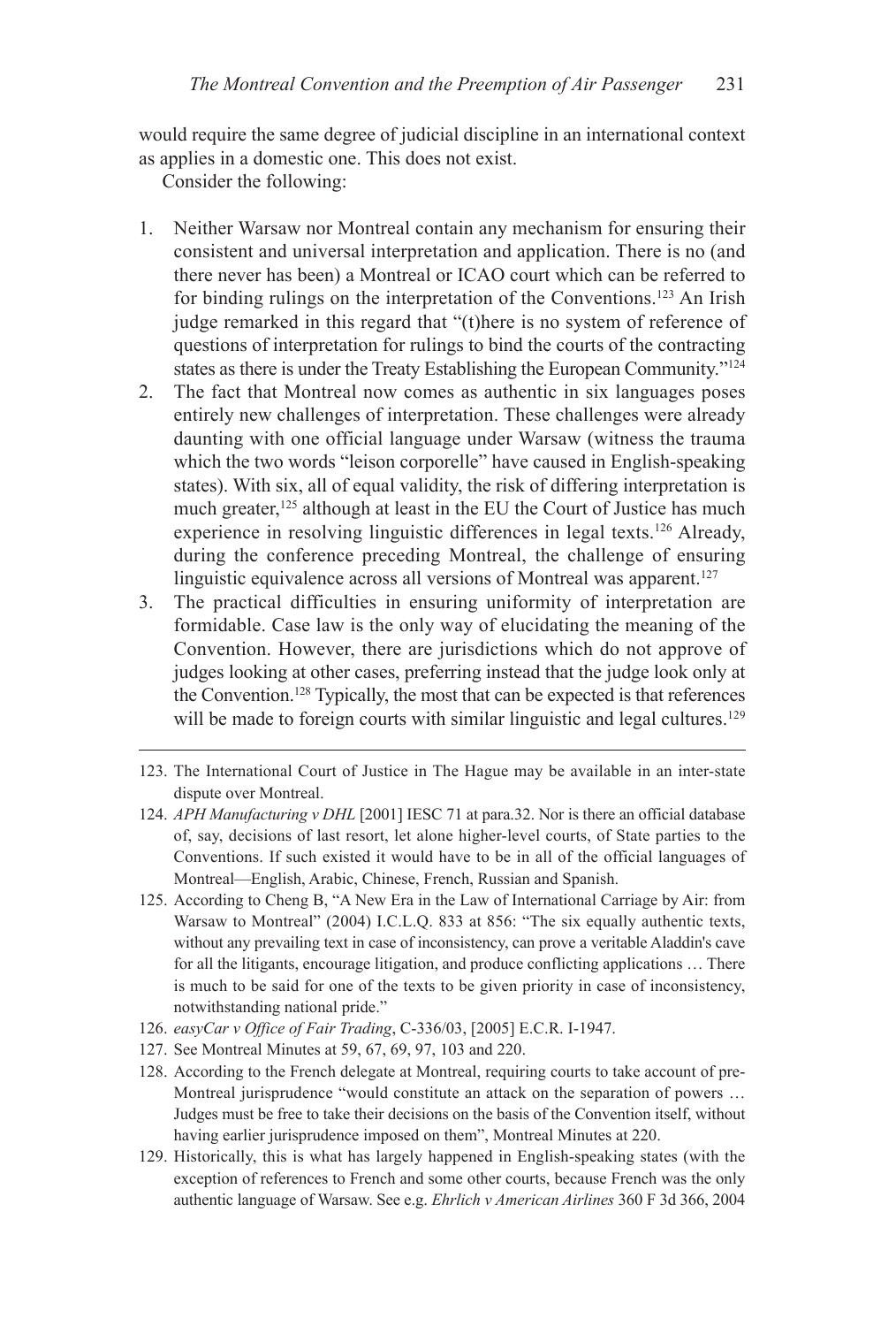would require the same degree of judicial discipline in an international context as applies in a domestic one. This does not exist.

Consider the following:

1. Neither Warsaw nor Montreal contain any mechanism for ensuring their consistent and universal interpretation and application. There is no (and there never has been) a Montreal or ICAO court which can be referred to for binding rulings on the interpretation of the Conventions.[123] An Irish judge remarked in this regard that "(t)here is no system of reference of questions of interpretation for rulings to bind the courts of the contracting states as there is under the Treaty Establishing the European Community."[124]
2. The fact that Montreal now comes as authentic in six languages poses entirely new challenges of interpretation. These challenges were already daunting with one official language under Warsaw (witness the trauma which the two words "leison corporelle" have caused in English-speaking states). With six, all of equal validity, the risk of differing interpretation is much greater,[125] although at least in the EU the Court of Justice has much experience in resolving linguistic differences in legal texts.[126] Already, during the conference preceding Montreal, the challenge of ensuring linguistic equivalence across all versions of Montreal was apparent.[127]
3. The practical difficulties in ensuring uniformity of interpretation are formidable. Case law is the only way of elucidating the meaning of the Convention. However, there are jurisdictions which do not approve of judges looking at other cases, preferring instead that the judge look only at the Convention.[128] Typically, the most that can be expected is that references will be made to foreign courts with similar linguistic and legal cultures.[129]

---

123. The International Court of Justice in The Hague may be available in an inter-state dispute over Montreal.
124. *APH Manufacturing v DHL* [2001] IESC 71 at para.32. Nor is there an official database of, say, decisions of last resort, let alone higher-level courts, of State parties to the Conventions. If such existed it would have to be in all of the official languages of Montreal—English, Arabic, Chinese, French, Russian and Spanish.
125. According to Cheng B, "A New Era in the Law of International Carriage by Air: from Warsaw to Montreal" (2004) I.C.L.Q. 833 at 856: "The six equally authentic texts, without any prevailing text in case of inconsistency, can prove a veritable Aladdin's cave for all the litigants, encourage litigation, and produce conflicting applications … There is much to be said for one of the texts to be given priority in case of inconsistency, notwithstanding national pride."
126. *easyCar v Office of Fair Trading*, C-336/03, [2005] E.C.R. I-1947.
127. See Montreal Minutes at 59, 67, 69, 97, 103 and 220.
128. According to the French delegate at Montreal, requiring courts to take account of pre-Montreal jurisprudence "would constitute an attack on the separation of powers … Judges must be free to take their decisions on the basis of the Convention itself, without having earlier jurisprudence imposed on them", Montreal Minutes at 220.
129. Historically, this is what has largely happened in English-speaking states (with the exception of references to French and some other courts, because French was the only authentic language of Warsaw. See e.g. *Ehrlich v American Airlines* 360 F 3d 366, 2004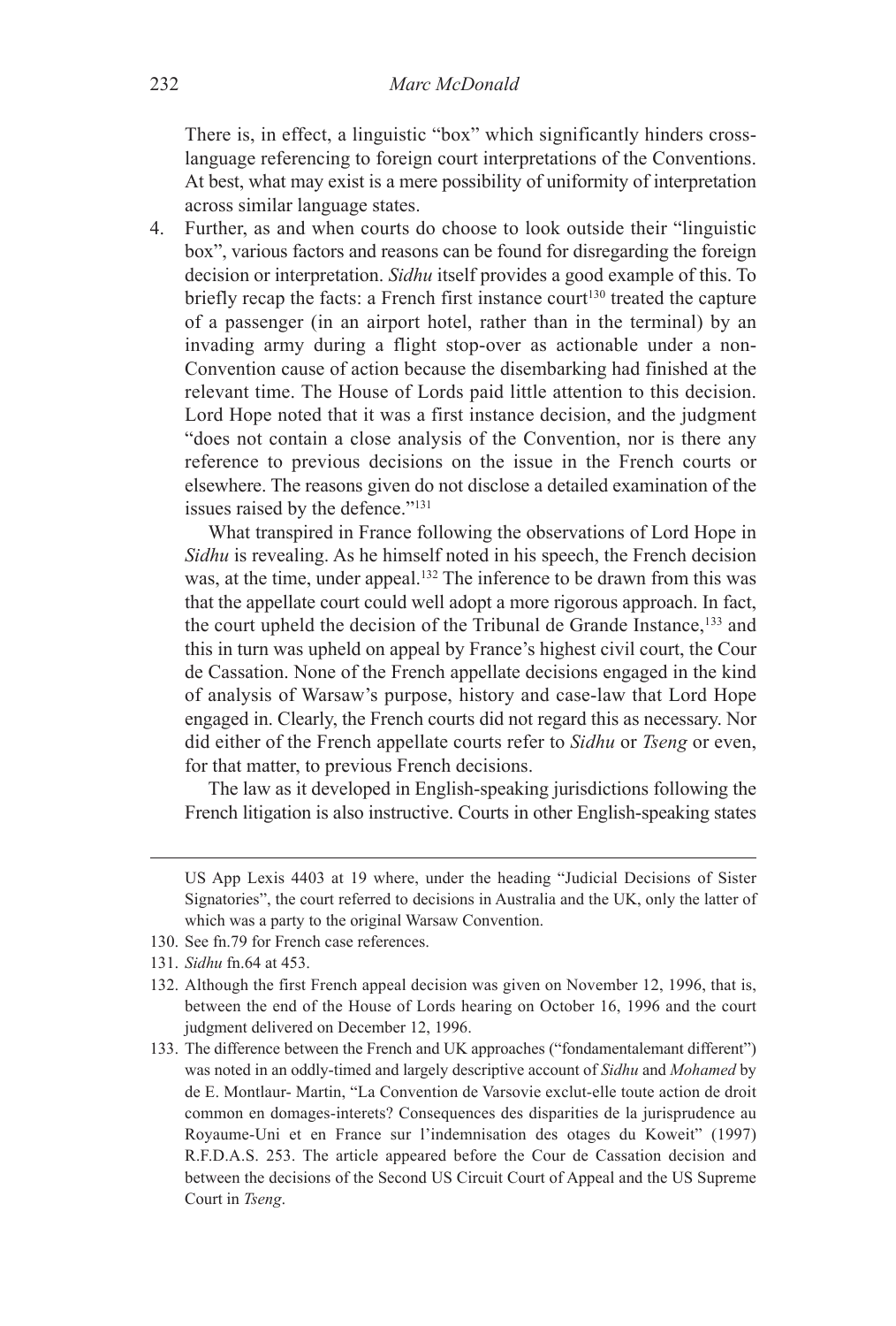There is, in effect, a linguistic "box" which significantly hinders cross-language referencing to foreign court interpretations of the Conventions. At best, what may exist is a mere possibility of uniformity of interpretation across similar language states.

4. Further, as and when courts do choose to look outside their "linguistic box", various factors and reasons can be found for disregarding the foreign decision or interpretation. *Sidhu* itself provides a good example of this. To briefly recap the facts: a French first instance court[130] treated the capture of a passenger (in an airport hotel, rather than in the terminal) by an invading army during a flight stop-over as actionable under a non-Convention cause of action because the disembarking had finished at the relevant time. The House of Lords paid little attention to this decision. Lord Hope noted that it was a first instance decision, and the judgment "does not contain a close analysis of the Convention, nor is there any reference to previous decisions on the issue in the French courts or elsewhere. The reasons given do not disclose a detailed examination of the issues raised by the defence."[131]

   What transpired in France following the observations of Lord Hope in *Sidhu* is revealing. As he himself noted in his speech, the French decision was, at the time, under appeal.[132] The inference to be drawn from this was that the appellate court could well adopt a more rigorous approach. In fact, the court upheld the decision of the Tribunal de Grande Instance,[133] and this in turn was upheld on appeal by France's highest civil court, the Cour de Cassation. None of the French appellate decisions engaged in the kind of analysis of Warsaw's purpose, history and case-law that Lord Hope engaged in. Clearly, the French courts did not regard this as necessary. Nor did either of the French appellate courts refer to *Sidhu* or *Tseng* or even, for that matter, to previous French decisions.

   The law as it developed in English-speaking jurisdictions following the French litigation is also instructive. Courts in other English-speaking states

---

US App Lexis 4403 at 19 where, under the heading "Judicial Decisions of Sister Signatories", the court referred to decisions in Australia and the UK, only the latter of which was a party to the original Warsaw Convention.

130. See fn.79 for French case references.

131. *Sidhu* fn.64 at 453.

132. Although the first French appeal decision was given on November 12, 1996, that is, between the end of the House of Lords hearing on October 16, 1996 and the court judgment delivered on December 12, 1996.

133. The difference between the French and UK approaches ("fondamentalemant different") was noted in an oddly-timed and largely descriptive account of *Sidhu* and *Mohamed* by de E. Montlaur- Martin, "La Convention de Varsovie exclut-elle toute action de droit common en domages-interets? Consequences des disparities de la jurisprudence au Royaume-Uni et en France sur l'indemnisation des otages du Koweit" (1997) R.F.D.A.S. 253. The article appeared before the Cour de Cassation decision and between the decisions of the Second US Circuit Court of Appeal and the US Supreme Court in *Tseng*.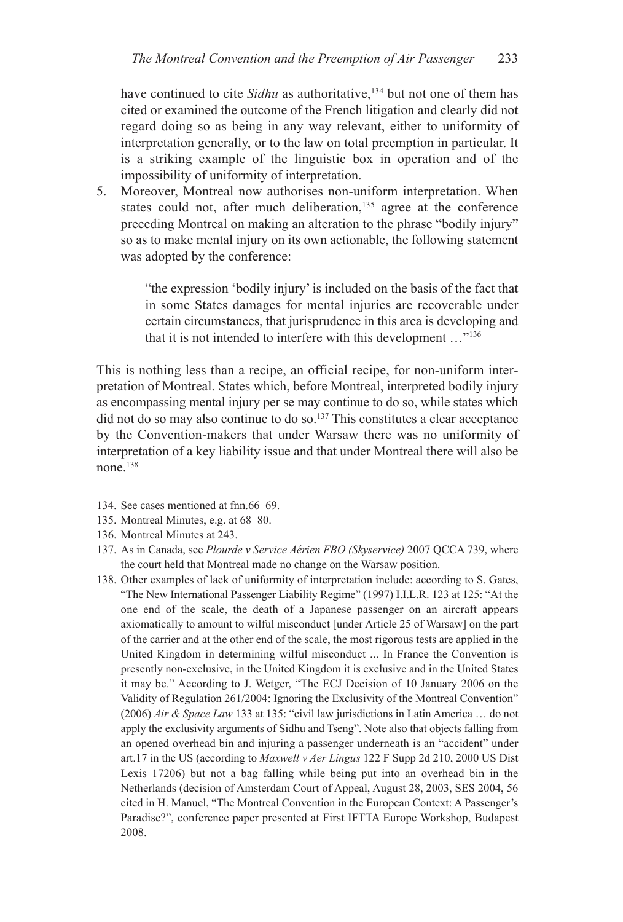have continued to cite *Sidhu* as authoritative,[134] but not one of them has cited or examined the outcome of the French litigation and clearly did not regard doing so as being in any way relevant, either to uniformity of interpretation generally, or to the law on total preemption in particular. It is a striking example of the linguistic box in operation and of the impossibility of uniformity of interpretation.

5. Moreover, Montreal now authorises non-uniform interpretation. When states could not, after much deliberation,[135] agree at the conference preceding Montreal on making an alteration to the phrase "bodily injury" so as to make mental injury on its own actionable, the following statement was adopted by the conference:

> "the expression 'bodily injury' is included on the basis of the fact that in some States damages for mental injuries are recoverable under certain circumstances, that jurisprudence in this area is developing and that it is not intended to interfere with this development …"[136]

This is nothing less than a recipe, an official recipe, for non-uniform interpretation of Montreal. States which, before Montreal, interpreted bodily injury as encompassing mental injury per se may continue to do so, while states which did not do so may also continue to do so.[137] This constitutes a clear acceptance by the Convention-makers that under Warsaw there was no uniformity of interpretation of a key liability issue and that under Montreal there will also be none.[138]

---

134. See cases mentioned at fnn.66–69.
135. Montreal Minutes, e.g. at 68–80.
136. Montreal Minutes at 243.
137. As in Canada, see *Plourde v Service Aérien FBO (Skyservice)* 2007 QCCA 739, where the court held that Montreal made no change on the Warsaw position.
138. Other examples of lack of uniformity of interpretation include: according to S. Gates, "The New International Passenger Liability Regime" (1997) I.I.L.R. 123 at 125: "At the one end of the scale, the death of a Japanese passenger on an aircraft appears axiomatically to amount to wilful misconduct [under Article 25 of Warsaw] on the part of the carrier and at the other end of the scale, the most rigorous tests are applied in the United Kingdom in determining wilful misconduct ... In France the Convention is presently non-exclusive, in the United Kingdom it is exclusive and in the United States it may be." According to J. Wetger, "The ECJ Decision of 10 January 2006 on the Validity of Regulation 261/2004: Ignoring the Exclusivity of the Montreal Convention" (2006) *Air & Space Law* 133 at 135: "civil law jurisdictions in Latin America … do not apply the exclusivity arguments of Sidhu and Tseng". Note also that objects falling from an opened overhead bin and injuring a passenger underneath is an "accident" under art.17 in the US (according to *Maxwell v Aer Lingus* 122 F Supp 2d 210, 2000 US Dist Lexis 17206) but not a bag falling while being put into an overhead bin in the Netherlands (decision of Amsterdam Court of Appeal, August 28, 2003, SES 2004, 56 cited in H. Manuel, "The Montreal Convention in the European Context: A Passenger's Paradise?", conference paper presented at First IFTTA Europe Workshop, Budapest 2008.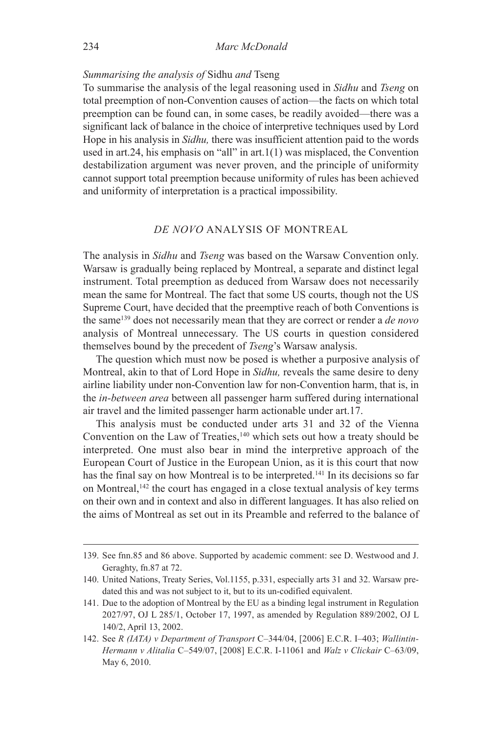*Summarising the analysis of* Sidhu *and* Tseng

To summarise the analysis of the legal reasoning used in *Sidhu* and *Tseng* on total preemption of non-Convention causes of action—the facts on which total preemption can be found can, in some cases, be readily avoided—there was a significant lack of balance in the choice of interpretive techniques used by Lord Hope in his analysis in *Sidhu,* there was insufficient attention paid to the words used in art.24, his emphasis on "all" in art.1(1) was misplaced, the Convention destabilization argument was never proven, and the principle of uniformity cannot support total preemption because uniformity of rules has been achieved and uniformity of interpretation is a practical impossibility.

## *DE NOVO* ANALYSIS OF MONTREAL

The analysis in *Sidhu* and *Tseng* was based on the Warsaw Convention only. Warsaw is gradually being replaced by Montreal, a separate and distinct legal instrument. Total preemption as deduced from Warsaw does not necessarily mean the same for Montreal. The fact that some US courts, though not the US Supreme Court, have decided that the preemptive reach of both Conventions is the same[139] does not necessarily mean that they are correct or render a *de novo* analysis of Montreal unnecessary. The US courts in question considered themselves bound by the precedent of *Tseng*'s Warsaw analysis.

The question which must now be posed is whether a purposive analysis of Montreal, akin to that of Lord Hope in *Sidhu,* reveals the same desire to deny airline liability under non-Convention law for non-Convention harm, that is, in the *in-between area* between all passenger harm suffered during international air travel and the limited passenger harm actionable under art.17.

This analysis must be conducted under arts 31 and 32 of the Vienna Convention on the Law of Treaties,[140] which sets out how a treaty should be interpreted. One must also bear in mind the interpretive approach of the European Court of Justice in the European Union, as it is this court that now has the final say on how Montreal is to be interpreted.[141] In its decisions so far on Montreal,[142] the court has engaged in a close textual analysis of key terms on their own and in context and also in different languages. It has also relied on the aims of Montreal as set out in its Preamble and referred to the balance of

---

139. See fnn.85 and 86 above. Supported by academic comment: see D. Westwood and J. Geraghty, fn.87 at 72.

140. United Nations, Treaty Series, Vol.1155, p.331, especially arts 31 and 32. Warsaw predated this and was not subject to it, but to its un-codified equivalent.

141. Due to the adoption of Montreal by the EU as a binding legal instrument in Regulation 2027/97, OJ L 285/1, October 17, 1997, as amended by Regulation 889/2002, OJ L 140/2, April 13, 2002.

142. See *R (IATA) v Department of Transport* C–344/04, [2006] E.C.R. I–403; *Wallintin-Hermann v Alitalia* C–549/07, [2008] E.C.R. I-11061 and *Walz v Clickair* C–63/09, May 6, 2010.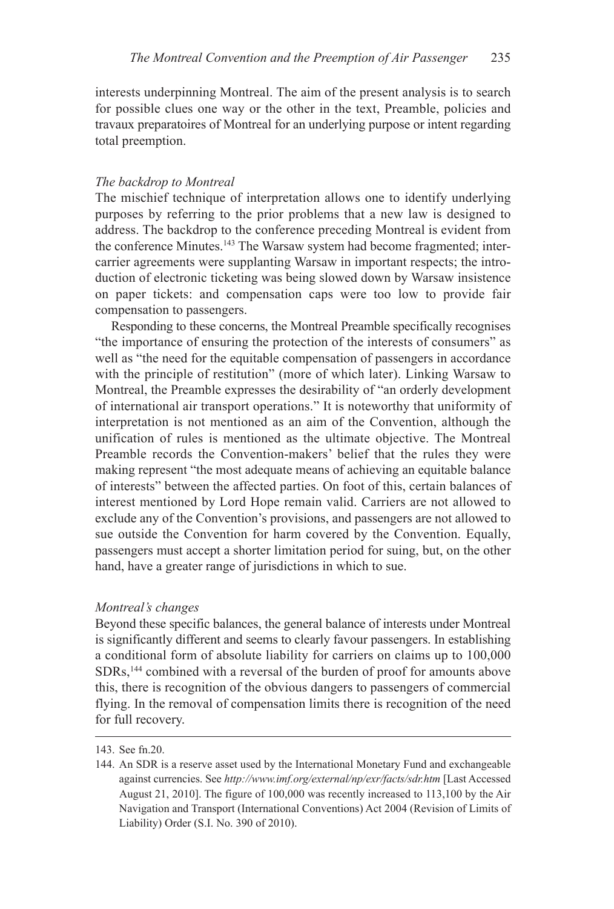interests underpinning Montreal. The aim of the present analysis is to search for possible clues one way or the other in the text, Preamble, policies and travaux preparatoires of Montreal for an underlying purpose or intent regarding total preemption.

*The backdrop to Montreal*

The mischief technique of interpretation allows one to identify underlying purposes by referring to the prior problems that a new law is designed to address. The backdrop to the conference preceding Montreal is evident from the conference Minutes.[143] The Warsaw system had become fragmented; inter-carrier agreements were supplanting Warsaw in important respects; the introduction of electronic ticketing was being slowed down by Warsaw insistence on paper tickets: and compensation caps were too low to provide fair compensation to passengers.

Responding to these concerns, the Montreal Preamble specifically recognises "the importance of ensuring the protection of the interests of consumers" as well as "the need for the equitable compensation of passengers in accordance with the principle of restitution" (more of which later). Linking Warsaw to Montreal, the Preamble expresses the desirability of "an orderly development of international air transport operations." It is noteworthy that uniformity of interpretation is not mentioned as an aim of the Convention, although the unification of rules is mentioned as the ultimate objective. The Montreal Preamble records the Convention-makers' belief that the rules they were making represent "the most adequate means of achieving an equitable balance of interests" between the affected parties. On foot of this, certain balances of interest mentioned by Lord Hope remain valid. Carriers are not allowed to exclude any of the Convention's provisions, and passengers are not allowed to sue outside the Convention for harm covered by the Convention. Equally, passengers must accept a shorter limitation period for suing, but, on the other hand, have a greater range of jurisdictions in which to sue.

*Montreal's changes*

Beyond these specific balances, the general balance of interests under Montreal is significantly different and seems to clearly favour passengers. In establishing a conditional form of absolute liability for carriers on claims up to 100,000 SDRs,[144] combined with a reversal of the burden of proof for amounts above this, there is recognition of the obvious dangers to passengers of commercial flying. In the removal of compensation limits there is recognition of the need for full recovery.

---

143. See fn.20.

144. An SDR is a reserve asset used by the International Monetary Fund and exchangeable against currencies. See *http://www.imf.org/external/np/exr/facts/sdr.htm* [Last Accessed August 21, 2010]. The figure of 100,000 was recently increased to 113,100 by the Air Navigation and Transport (International Conventions) Act 2004 (Revision of Limits of Liability) Order (S.I. No. 390 of 2010).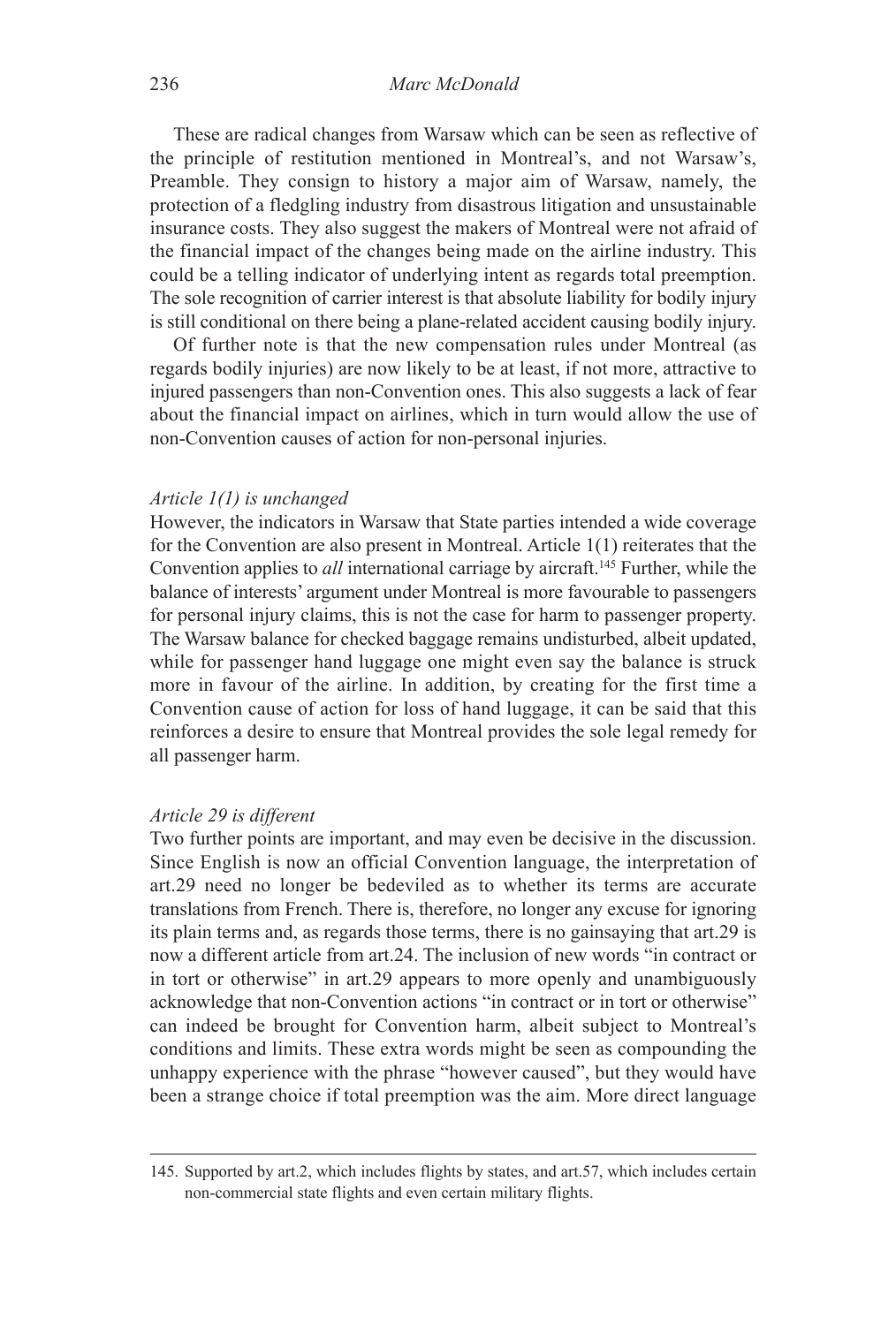These are radical changes from Warsaw which can be seen as reflective of the principle of restitution mentioned in Montreal's, and not Warsaw's, Preamble. They consign to history a major aim of Warsaw, namely, the protection of a fledgling industry from disastrous litigation and unsustainable insurance costs. They also suggest the makers of Montreal were not afraid of the financial impact of the changes being made on the airline industry. This could be a telling indicator of underlying intent as regards total preemption. The sole recognition of carrier interest is that absolute liability for bodily injury is still conditional on there being a plane-related accident causing bodily injury.

Of further note is that the new compensation rules under Montreal (as regards bodily injuries) are now likely to be at least, if not more, attractive to injured passengers than non-Convention ones. This also suggests a lack of fear about the financial impact on airlines, which in turn would allow the use of non-Convention causes of action for non-personal injuries.

*Article 1(1) is unchanged*

However, the indicators in Warsaw that State parties intended a wide coverage for the Convention are also present in Montreal. Article 1(1) reiterates that the Convention applies to *all* international carriage by aircraft.[145] Further, while the balance of interests' argument under Montreal is more favourable to passengers for personal injury claims, this is not the case for harm to passenger property. The Warsaw balance for checked baggage remains undisturbed, albeit updated, while for passenger hand luggage one might even say the balance is struck more in favour of the airline. In addition, by creating for the first time a Convention cause of action for loss of hand luggage, it can be said that this reinforces a desire to ensure that Montreal provides the sole legal remedy for all passenger harm.

*Article 29 is different*

Two further points are important, and may even be decisive in the discussion. Since English is now an official Convention language, the interpretation of art.29 need no longer be bedeviled as to whether its terms are accurate translations from French. There is, therefore, no longer any excuse for ignoring its plain terms and, as regards those terms, there is no gainsaying that art.29 is now a different article from art.24. The inclusion of new words "in contract or in tort or otherwise" in art.29 appears to more openly and unambiguously acknowledge that non-Convention actions "in contract or in tort or otherwise" can indeed be brought for Convention harm, albeit subject to Montreal's conditions and limits. These extra words might be seen as compounding the unhappy experience with the phrase "however caused", but they would have been a strange choice if total preemption was the aim. More direct language

145. Supported by art.2, which includes flights by states, and art.57, which includes certain non-commercial state flights and even certain military flights.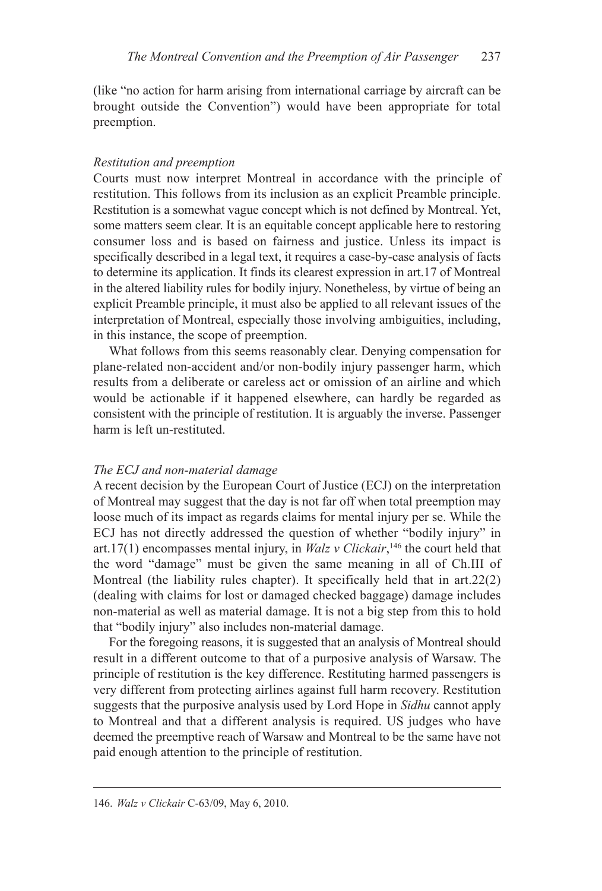(like "no action for harm arising from international carriage by aircraft can be brought outside the Convention") would have been appropriate for total preemption.

### *Restitution and preemption*

Courts must now interpret Montreal in accordance with the principle of restitution. This follows from its inclusion as an explicit Preamble principle. Restitution is a somewhat vague concept which is not defined by Montreal. Yet, some matters seem clear. It is an equitable concept applicable here to restoring consumer loss and is based on fairness and justice. Unless its impact is specifically described in a legal text, it requires a case-by-case analysis of facts to determine its application. It finds its clearest expression in art.17 of Montreal in the altered liability rules for bodily injury. Nonetheless, by virtue of being an explicit Preamble principle, it must also be applied to all relevant issues of the interpretation of Montreal, especially those involving ambiguities, including, in this instance, the scope of preemption.

What follows from this seems reasonably clear. Denying compensation for plane-related non-accident and/or non-bodily injury passenger harm, which results from a deliberate or careless act or omission of an airline and which would be actionable if it happened elsewhere, can hardly be regarded as consistent with the principle of restitution. It is arguably the inverse. Passenger harm is left un-restituted.

### *The ECJ and non-material damage*

A recent decision by the European Court of Justice (ECJ) on the interpretation of Montreal may suggest that the day is not far off when total preemption may loose much of its impact as regards claims for mental injury per se. While the ECJ has not directly addressed the question of whether "bodily injury" in art.17(1) encompasses mental injury, in *Walz v Clickair*,[146] the court held that the word "damage" must be given the same meaning in all of Ch.III of Montreal (the liability rules chapter). It specifically held that in art.22(2) (dealing with claims for lost or damaged checked baggage) damage includes non-material as well as material damage. It is not a big step from this to hold that "bodily injury" also includes non-material damage.

For the foregoing reasons, it is suggested that an analysis of Montreal should result in a different outcome to that of a purposive analysis of Warsaw. The principle of restitution is the key difference. Restituting harmed passengers is very different from protecting airlines against full harm recovery. Restitution suggests that the purposive analysis used by Lord Hope in *Sidhu* cannot apply to Montreal and that a different analysis is required. US judges who have deemed the preemptive reach of Warsaw and Montreal to be the same have not paid enough attention to the principle of restitution.

---

146. *Walz v Clickair* C-63/09, May 6, 2010.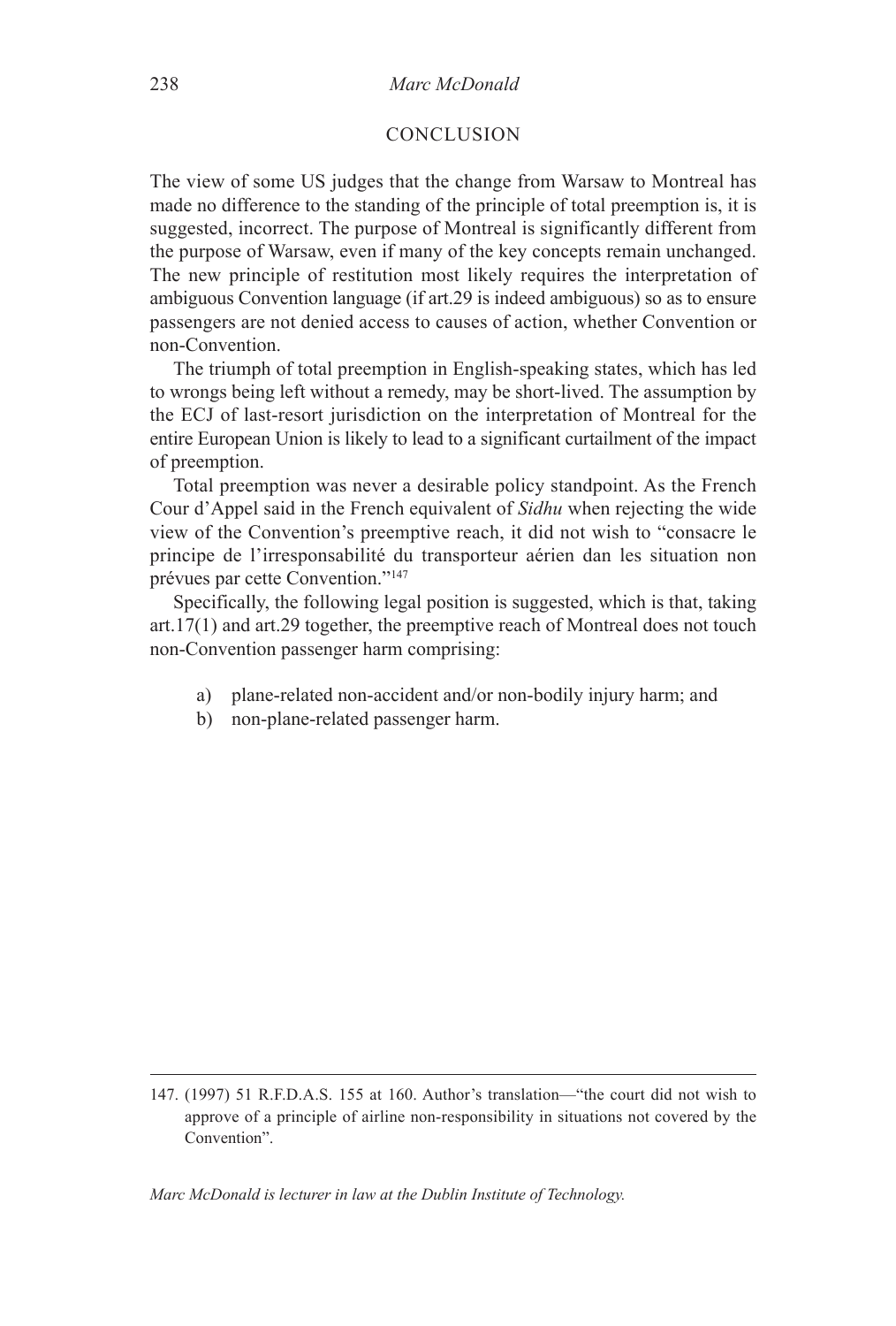## CONCLUSION

The view of some US judges that the change from Warsaw to Montreal has made no difference to the standing of the principle of total preemption is, it is suggested, incorrect. The purpose of Montreal is significantly different from the purpose of Warsaw, even if many of the key concepts remain unchanged. The new principle of restitution most likely requires the interpretation of ambiguous Convention language (if art.29 is indeed ambiguous) so as to ensure passengers are not denied access to causes of action, whether Convention or non-Convention.

The triumph of total preemption in English-speaking states, which has led to wrongs being left without a remedy, may be short-lived. The assumption by the ECJ of last-resort jurisdiction on the interpretation of Montreal for the entire European Union is likely to lead to a significant curtailment of the impact of preemption.

Total preemption was never a desirable policy standpoint. As the French Cour d'Appel said in the French equivalent of *Sidhu* when rejecting the wide view of the Convention's preemptive reach, it did not wish to "consacre le principe de l'irresponsabilité du transporteur aérien dan les situation non prévues par cette Convention."[147]

Specifically, the following legal position is suggested, which is that, taking art.17(1) and art.29 together, the preemptive reach of Montreal does not touch non-Convention passenger harm comprising:

a) plane-related non-accident and/or non-bodily injury harm; and
b) non-plane-related passenger harm.

---

147. (1997) 51 R.F.D.A.S. 155 at 160. Author's translation—"the court did not wish to approve of a principle of airline non-responsibility in situations not covered by the Convention".

*Marc McDonald is lecturer in law at the Dublin Institute of Technology.*